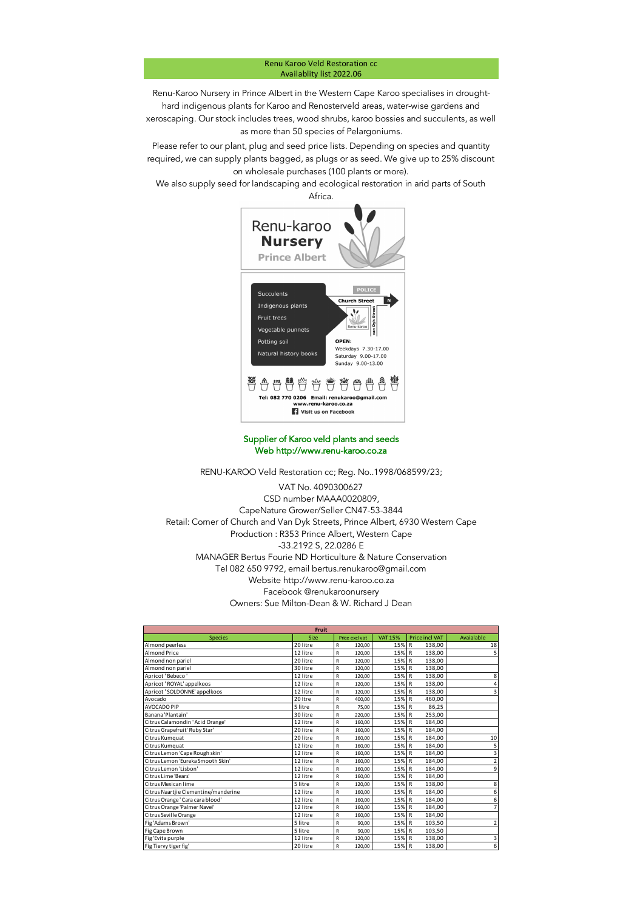# Renu Karoo Veld Restoration cc
## Availablity list 2022.06

Renu-Karoo Nursery in Prince Albert in the Western Cape Karoo specialises in drought-hard indigenous plants for Karoo and Renosterveld areas, water-wise gardens and xeroscaping. Our stock includes trees, wood shrubs, karoo bossies and succulents, as well as more than 50 species of Pelargoniums.

Please refer to our plant, plug and seed price lists. Depending on species and quantity required, we can supply plants bagged, as plugs or as seed. We give up to 25% discount on wholesale purchases (100 plants or more).

We also supply seed for landscaping and ecological restoration in arid parts of South Africa.

Renu-karoo **Nursery** Prince Albert

- Succulents
- Indigenous plants
- Fruit trees
- Vegetable punnets
- Potting soil
- Natural history books

POLICE · Church Street · van Dyk Street · Renu-karoo · N

OPEN:
Weekdays 7.30-17.00
Saturday 9.00-17.00
Sunday 9.00-13.00

Tel: 082 770 0206 Email: renukaroo@gmail.com
www.renu-karoo.co.za
Visit us on Facebook

Supplier of Karoo veld plants and seeds
Web http://www.renu-karoo.co.za

RENU-KAROO Veld Restoration cc; Reg. No..1998/068599/23;
VAT No. 4090300627
CSD number MAAA0020809,
CapeNature Grower/Seller CN47-53-3844
Retail: Corner of Church and Van Dyk Streets, Prince Albert, 6930 Western Cape
Production : R353 Prince Albert, Western Cape
-33.2192 S, 22.0286 E
MANAGER Bertus Fourie ND Horticulture & Nature Conservation
Tel 082 650 9792, email bertus.renukaroo@gmail.com
Website http://www.renu-karoo.co.za
Facebook @renukaroonursery
Owners: Sue Milton-Dean & W. Richard J Dean

| Fruit | | | | | |
|---|---|---|---|---|---|
| Species | Size | Price excl vat | VAT 15% | Price incl VAT | Avaialable |
| Almond peerless | 20 litre | R 120,00 | 15% | R 138,00 | 18 |
| Almond Price | 12 litre | R 120,00 | 15% | R 138,00 | 5 |
| Almond non pariel | 20 litre | R 120,00 | 15% | R 138,00 | |
| Almond non pariel | 30 litre | R 120,00 | 15% | R 138,00 | |
| Apricot ' Bebeco ' | 12 litre | R 120,00 | 15% | R 138,00 | 8 |
| Apricot ' ROYAL' appelkoos | 12 litre | R 120,00 | 15% | R 138,00 | 4 |
| Apricot ' SOLDONNE' appelkoos | 12 litre | R 120,00 | 15% | R 138,00 | 3 |
| Avocado | 20 ltre | R 400,00 | 15% | R 460,00 | |
| AVOCADO PIP | 5 litre | R 75,00 | 15% | R 86,25 | |
| Banana 'Plantain' | 30 litre | R 220,00 | 15% | R 253,00 | |
| Citrus Calamondin 'Acid Orange' | 12 litre | R 160,00 | 15% | R 184,00 | |
| Citrus Grapefruit' Ruby Star' | 20 litre | R 160,00 | 15% | R 184,00 | |
| Citrus Kumquat | 20 litre | R 160,00 | 15% | R 184,00 | 10 |
| Citrus Kumquat | 12 litre | R 160,00 | 15% | R 184,00 | 5 |
| Citrus Lemon 'Cape Rough skin' | 12 litre | R 160,00 | 15% | R 184,00 | 3 |
| Citrus Lemon 'Eureka Smooth Skin' | 12 litre | R 160,00 | 15% | R 184,00 | 2 |
| Citrus Lemon 'Lisbon' | 12 litre | R 160,00 | 15% | R 184,00 | 9 |
| Citrus Lime 'Bears' | 12 litre | R 160,00 | 15% | R 184,00 | |
| Citrus Mexican lime | 5 litre | R 120,00 | 15% | R 138,00 | 8 |
| Citrus Naartjie Clementine/manderine | 12 litre | R 160,00 | 15% | R 184,00 | 6 |
| Citrus Orange ' Cara cara blood' | 12 litre | R 160,00 | 15% | R 184,00 | 6 |
| Citrus Orange 'Palmer Navel' | 12 litre | R 160,00 | 15% | R 184,00 | 7 |
| Citrus Seville Orange | 12 litre | R 160,00 | 15% | R 184,00 | |
| Fig 'Adams Brown' | 5 litre | R 90,00 | 15% | R 103,50 | 2 |
| Fig Cape Brown | 5 litre | R 90,00 | 15% | R 103,50 | |
| Fig 'Evita purple | 12 litre | R 120,00 | 15% | R 138,00 | 3 |
| Fig Tiervy tiger fig' | 20 litre | R 120,00 | 15% | R 138,00 | 6 |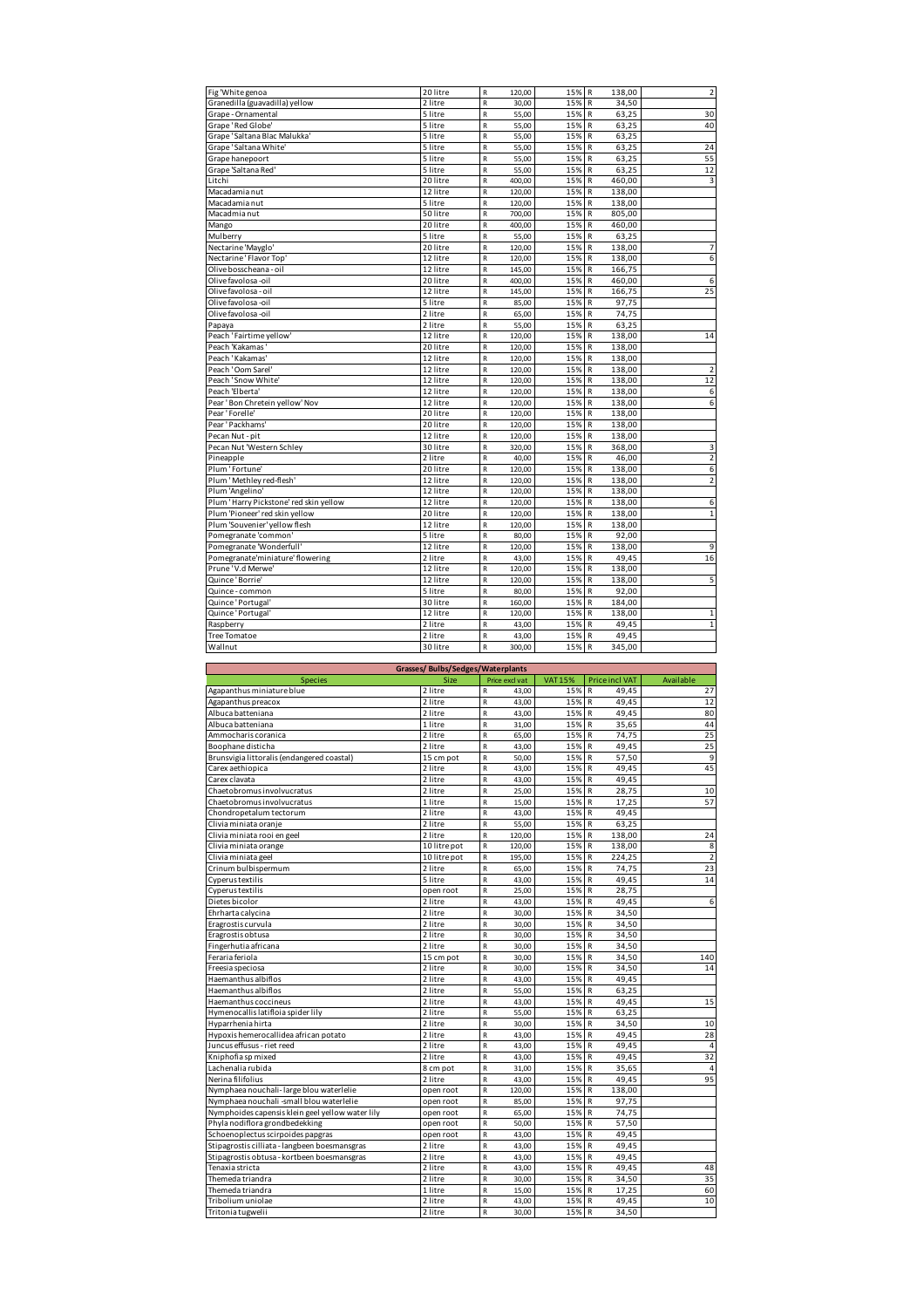| | | | | | |
|---|---|---|---|---|---|
| Fig 'White genoa | 20 litre | R 120,00 | 15% | R 138,00 | 2 |
| Granedilla (guavadilla) yellow | 2 litre | R 30,00 | 15% | R 34,50 | |
| Grape - Ornamental | 5 litre | R 55,00 | 15% | R 63,25 | 30 |
| Grape ' Red Globe' | 5 litre | R 55,00 | 15% | R 63,25 | 40 |
| Grape 'Saltana Blac Malukka' | 5 litre | R 55,00 | 15% | R 63,25 | |
| Grape ' Saltana White' | 5 litre | R 55,00 | 15% | R 63,25 | 24 |
| Grape hanepoort | 5 litre | R 55,00 | 15% | R 63,25 | 55 |
| Grape 'Saltana Red' | 5 litre | R 55,00 | 15% | R 63,25 | 12 |
| Litchi | 20 litre | R 400,00 | 15% | R 460,00 | 3 |
| Macadamia nut | 12 litre | R 120,00 | 15% | R 138,00 | |
| Macadamia nut | 5 litre | R 120,00 | 15% | R 138,00 | |
| Macadmia nut | 50 litre | R 700,00 | 15% | R 805,00 | |
| Mango | 20 litre | R 400,00 | 15% | R 460,00 | |
| Mulberry | 5 litre | R 55,00 | 15% | R 63,25 | |
| Nectarine 'Mayglo' | 20 litre | R 120,00 | 15% | R 138,00 | 7 |
| Nectarine ' Flavor Top' | 12 litre | R 120,00 | 15% | R 138,00 | 6 |
| Olive bosscheana - oil | 12 litre | R 145,00 | 15% | R 166,75 | |
| Olive favolosa -oil | 20 litre | R 400,00 | 15% | R 460,00 | 6 |
| Olive favolosa - oil | 12 litre | R 145,00 | 15% | R 166,75 | 25 |
| Olive favolosa -oil | 5 litre | R 85,00 | 15% | R 97,75 | |
| Olive favolosa -oil | 2 litre | R 65,00 | 15% | R 74,75 | |
| Papaya | 2 litre | R 55,00 | 15% | R 63,25 | |
| Peach ' Fairtime yellow' | 12 litre | R 120,00 | 15% | R 138,00 | 14 |
| Peach 'Kakamas' | 20 litre | R 120,00 | 15% | R 138,00 | |
| Peach ' Kakamas' | 12 litre | R 120,00 | 15% | R 138,00 | |
| Peach ' Oom Sarel' | 12 litre | R 120,00 | 15% | R 138,00 | 2 |
| Peach ' Snow White' | 12 litre | R 120,00 | 15% | R 138,00 | 12 |
| Peach 'Elberta' | 12 litre | R 120,00 | 15% | R 138,00 | 6 |
| Pear ' Bon Chretein yellow' Nov | 12 litre | R 120,00 | 15% | R 138,00 | 6 |
| Pear ' Forelle' | 20 litre | R 120,00 | 15% | R 138,00 | |
| Pear ' Packhams' | 20 litre | R 120,00 | 15% | R 138,00 | |
| Pecan Nut - pit | 12 litre | R 120,00 | 15% | R 138,00 | |
| Pecan Nut 'Western Schley | 30 litre | R 320,00 | 15% | R 368,00 | 3 |
| Pineapple | 2 litre | R 40,00 | 15% | R 46,00 | 2 |
| Plum ' Fortune' | 20 litre | R 120,00 | 15% | R 138,00 | 6 |
| Plum ' Methley red-flesh' | 12 litre | R 120,00 | 15% | R 138,00 | 2 |
| Plum 'Angelino' | 12 litre | R 120,00 | 15% | R 138,00 | |
| Plum ' Harry Pickstone' red skin yellow | 12 litre | R 120,00 | 15% | R 138,00 | 6 |
| Plum 'Pioneer' red skin yellow | 20 litre | R 120,00 | 15% | R 138,00 | 1 |
| Plum 'Souvenier' yellow flesh | 12 litre | R 120,00 | 15% | R 138,00 | |
| Pomegranate 'common' | 5 litre | R 80,00 | 15% | R 92,00 | |
| Pomegranate 'Wonderfull' | 12 litre | R 120,00 | 15% | R 138,00 | 9 |
| Pomegranate'miniature' flowering | 2 litre | R 43,00 | 15% | R 49,45 | 16 |
| Prune ' V.d Merwe' | 12 litre | R 120,00 | 15% | R 138,00 | |
| Quince ' Borrie' | 12 litre | R 120,00 | 15% | R 138,00 | 5 |
| Quince - common | 5 litre | R 80,00 | 15% | R 92,00 | |
| Quince ' Portugal' | 30 litre | R 160,00 | 15% | R 184,00 | |
| Quince ' Portugal' | 12 litre | R 120,00 | 15% | R 138,00 | 1 |
| Raspberry | 2 litre | R 43,00 | 15% | R 49,45 | 1 |
| Tree Tomatoe | 2 litre | R 43,00 | 15% | R 49,45 | |
| Wallnut | 30 litre | R 300,00 | 15% | R 345,00 | |

| Grasses/ Bulbs/Sedges/Waterplants | | | | | |
|---|---|---|---|---|---|
| Species | Size | Price excl vat | VAT 15% | Price incl VAT | Available |
| Agapanthus miniature blue | 2 litre | R 43,00 | 15% | R 49,45 | 27 |
| Agapanthus preacox | 2 litre | R 43,00 | 15% | R 49,45 | 12 |
| Albuca batteniana | 2 litre | R 43,00 | 15% | R 49,45 | 80 |
| Albuca batteniana | 1 litre | R 31,00 | 15% | R 35,65 | 44 |
| Ammocharis coranica | 2 litre | R 65,00 | 15% | R 74,75 | 25 |
| Boophane disticha | 2 litre | R 43,00 | 15% | R 49,45 | 25 |
| Brunsvigia littoralis (endangered coastal) | 15 cm pot | R 50,00 | 15% | R 57,50 | 9 |
| Carex aethiopica | 2 litre | R 43,00 | 15% | R 49,45 | 45 |
| Carex clavata | 2 litre | R 43,00 | 15% | R 49,45 | |
| Chaetobromus involvucratus | 2 litre | R 25,00 | 15% | R 28,75 | 10 |
| Chaetobromus involvucratus | 1 litre | R 15,00 | 15% | R 17,25 | 57 |
| Chondropetalum tectorum | 2 litre | R 43,00 | 15% | R 49,45 | |
| Clivia miniata oranje | 2 litre | R 55,00 | 15% | R 63,25 | |
| Clivia miniata rooi en geel | 2 litre | R 120,00 | 15% | R 138,00 | 24 |
| Clivia miniata orange | 10 litre pot | R 120,00 | 15% | R 138,00 | 8 |
| Clivia miniata geel | 10 litre pot | R 195,00 | 15% | R 224,25 | 2 |
| Crinum bulbispermum | 2 litre | R 65,00 | 15% | R 74,75 | 23 |
| Cyperus textilis | 5 litre | R 43,00 | 15% | R 49,45 | 14 |
| Cyperus textilis | open root | R 25,00 | 15% | R 28,75 | |
| Dietes bicolor | 2 litre | R 43,00 | 15% | R 49,45 | 6 |
| Ehrharta calycina | 2 litre | R 30,00 | 15% | R 34,50 | |
| Eragrostis curvula | 2 litre | R 30,00 | 15% | R 34,50 | |
| Eragrostis obtusa | 2 litre | R 30,00 | 15% | R 34,50 | |
| Fingerhutia africana | 2 litre | R 30,00 | 15% | R 34,50 | |
| Feraria feriola | 15 cm pot | R 30,00 | 15% | R 34,50 | 140 |
| Freesia speciosa | 2 litre | R 30,00 | 15% | R 34,50 | 14 |
| Haemanthus albiflos | 2 litre | R 43,00 | 15% | R 49,45 | |
| Haemanthus albiflos | 2 litre | R 55,00 | 15% | R 63,25 | |
| Haemanthus coccineus | 2 litre | R 43,00 | 15% | R 49,45 | 15 |
| Hymenocallis latifolia spider lily | 2 litre | R 55,00 | 15% | R 63,25 | |
| Hyparrhenia hirta | 2 litre | R 30,00 | 15% | R 34,50 | 10 |
| Hypoxis hemerocallidea african potato | 2 litre | R 43,00 | 15% | R 49,45 | 28 |
| Juncus effusus - riet reed | 2 litre | R 43,00 | 15% | R 49,45 | 4 |
| Kniphofia sp mixed | 2 litre | R 43,00 | 15% | R 49,45 | 32 |
| Lachenalia rubida | 8 cm pot | R 31,00 | 15% | R 35,65 | 4 |
| Nerina filifolius | 2 litre | R 43,00 | 15% | R 49,45 | 95 |
| Nymphaea nouchali - large blou waterlelie | open root | R 120,00 | 15% | R 138,00 | |
| Nymphaea nouchali -small blou waterlelie | open root | R 85,00 | 15% | R 97,75 | |
| Nymphoides capensis klein geel yellow water lily | open root | R 65,00 | 15% | R 74,75 | |
| Phyla nodiflora grondbedekking | open root | R 50,00 | 15% | R 57,50 | |
| Schoenoplectus scirpoides papgras | open root | R 43,00 | 15% | R 49,45 | |
| Stipagrostis cilliata - langbeen boesmansgras | 2 litre | R 43,00 | 15% | R 49,45 | |
| Stipagrostis obtusa - kortbeen boesmansgras | 2 litre | R 43,00 | 15% | R 49,45 | |
| Tenaxia stricta | 2 litre | R 43,00 | 15% | R 49,45 | 48 |
| Themeda triandra | 2 litre | R 30,00 | 15% | R 34,50 | 35 |
| Themeda triandra | 1 litre | R 15,00 | 15% | R 17,25 | 60 |
| Tribolium uniolae | 2 litre | R 43,00 | 15% | R 49,45 | 10 |
| Tritonia tugwelii | 2 litre | R 30,00 | 15% | R 34,50 | |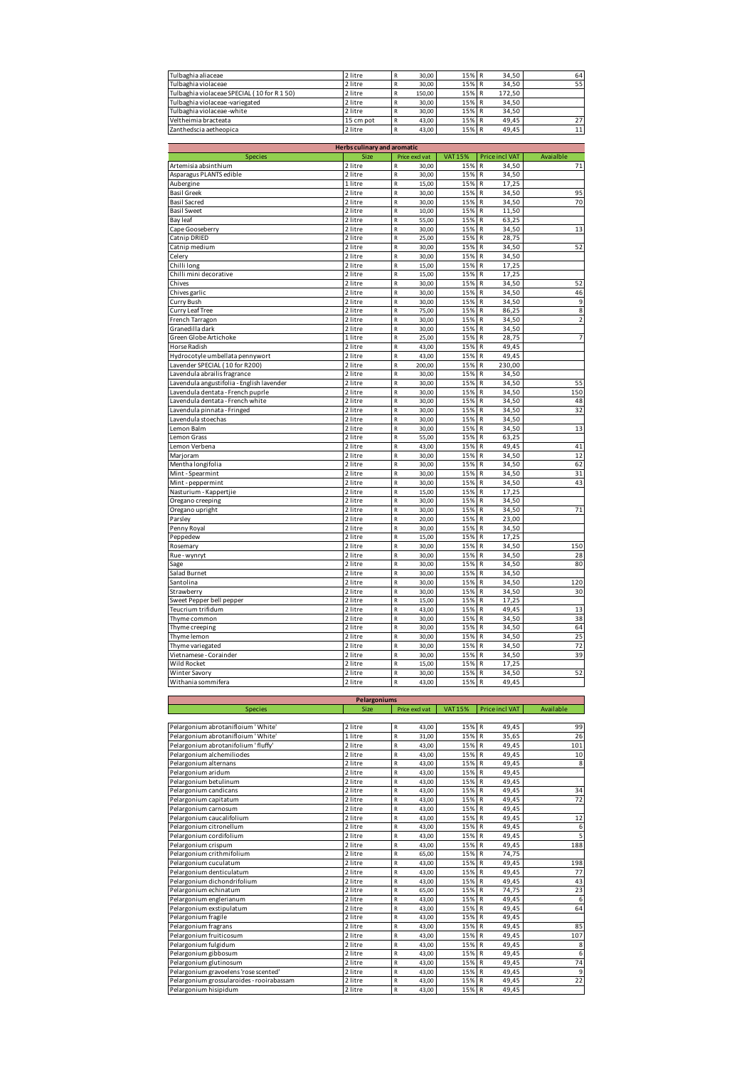| Tulbaghia aliaceae | 2 litre | R 30,00 | 15% | R 34,50 | 64 |
|---|---|---|---|---|---|
| Tulbaghia violaceae | 2 litre | R 30,00 | 15% | R 34,50 | 55 |
| Tulbaghia violaceae SPECIAL ( 10 for R 1 50) | 2 litre | R 150,00 | 15% | R 172,50 | |
| Tulbaghia violaceae -variegated | 2 litre | R 30,00 | 15% | R 34,50 | |
| Tulbaghia violaceae -white | 2 litre | R 30,00 | 15% | R 34,50 | |
| Veltheimia bracteata | 15 cm pot | R 43,00 | 15% | R 49,45 | 27 |
| Zanthedscia aetheopica | 2 litre | R 43,00 | 15% | R 49,45 | 11 |

| Herbs culinary and aromatic | | | | | |
|---|---|---|---|---|---|
| Species | Size | Price excl vat | VAT 15% | Price incl VAT | Avaialble |
| Artemisia absinthium | 2 litre | R 30,00 | 15% | R 34,50 | 71 |
| Asparagus PLANTS edible | 2 litre | R 30,00 | 15% | R 34,50 | |
| Aubergine | 1 litre | R 15,00 | 15% | R 17,25 | |
| Basil Greek | 2 litre | R 30,00 | 15% | R 34,50 | 95 |
| Basil Sacred | 2 litre | R 30,00 | 15% | R 34,50 | 70 |
| Basil Sweet | 2 litre | R 10,00 | 15% | R 11,50 | |
| Bay leaf | 2 litre | R 55,00 | 15% | R 63,25 | |
| Cape Gooseberry | 2 litre | R 30,00 | 15% | R 34,50 | 13 |
| Catnip DRIED | 2 litre | R 25,00 | 15% | R 28,75 | |
| Catnip medium | 2 litre | R 30,00 | 15% | R 34,50 | 52 |
| Celery | 2 litre | R 30,00 | 15% | R 34,50 | |
| Chilli long | 2 litre | R 15,00 | 15% | R 17,25 | |
| Chilli mini decorative | 2 litre | R 15,00 | 15% | R 17,25 | |
| Chives | 2 litre | R 30,00 | 15% | R 34,50 | 52 |
| Chives garlic | 2 litre | R 30,00 | 15% | R 34,50 | 46 |
| Curry Bush | 2 litre | R 30,00 | 15% | R 34,50 | 9 |
| Curry Leaf Tree | 2 litre | R 75,00 | 15% | R 86,25 | 8 |
| French Tarragon | 2 litre | R 30,00 | 15% | R 34,50 | 2 |
| Granedilla dark | 2 litre | R 30,00 | 15% | R 34,50 | |
| Green Globe Artichoke | 1 litre | R 25,00 | 15% | R 28,75 | 7 |
| Horse Radish | 2 litre | R 43,00 | 15% | R 49,45 | |
| Hydrocotyle umbellata pennywort | 2 litre | R 43,00 | 15% | R 49,45 | |
| Lavender SPECIAL ( 10 for R200) | 2 litre | R 200,00 | 15% | R 230,00 | |
| Lavendula abrailis fragrance | 2 litre | R 30,00 | 15% | R 34,50 | |
| Lavendula angustifolia - English lavender | 2 litre | R 30,00 | 15% | R 34,50 | 55 |
| Lavendula dentata - French puprle | 2 litre | R 30,00 | 15% | R 34,50 | 150 |
| Lavendula dentata - French white | 2 litre | R 30,00 | 15% | R 34,50 | 48 |
| Lavendula pinnata - Fringed | 2 litre | R 30,00 | 15% | R 34,50 | 32 |
| Lavendula stoechas | 2 litre | R 30,00 | 15% | R 34,50 | |
| Lemon Balm | 2 litre | R 30,00 | 15% | R 34,50 | 13 |
| Lemon Grass | 2 litre | R 55,00 | 15% | R 63,25 | |
| Lemon Verbena | 2 litre | R 43,00 | 15% | R 49,45 | 41 |
| Marjoram | 2 litre | R 30,00 | 15% | R 34,50 | 12 |
| Mentha longifolia | 2 litre | R 30,00 | 15% | R 34,50 | 62 |
| Mint - Spearmint | 2 litre | R 30,00 | 15% | R 34,50 | 31 |
| Mint - peppermint | 2 litre | R 30,00 | 15% | R 34,50 | 43 |
| Nasturium - Kappertjie | 2 litre | R 15,00 | 15% | R 17,25 | |
| Oregano creeping | 2 litre | R 30,00 | 15% | R 34,50 | |
| Oregano upright | 2 litre | R 30,00 | 15% | R 34,50 | 71 |
| Parsley | 2 litre | R 20,00 | 15% | R 23,00 | |
| Penny Royal | 2 litre | R 30,00 | 15% | R 34,50 | |
| Peppedew | 2 litre | R 15,00 | 15% | R 17,25 | |
| Rosemary | 2 litre | R 30,00 | 15% | R 34,50 | 150 |
| Rue - wynryt | 2 litre | R 30,00 | 15% | R 34,50 | 28 |
| Sage | 2 litre | R 30,00 | 15% | R 34,50 | 80 |
| Salad Burnet | 2 litre | R 30,00 | 15% | R 34,50 | |
| Santolina | 2 litre | R 30,00 | 15% | R 34,50 | 120 |
| Strawberry | 2 litre | R 30,00 | 15% | R 34,50 | 30 |
| Sweet Pepper bell pepper | 2 litre | R 15,00 | 15% | R 17,25 | |
| Teucrium trifidum | 2 litre | R 43,00 | 15% | R 49,45 | 13 |
| Thyme common | 2 litre | R 30,00 | 15% | R 34,50 | 38 |
| Thyme creeping | 2 litre | R 30,00 | 15% | R 34,50 | 64 |
| Thyme lemon | 2 litre | R 30,00 | 15% | R 34,50 | 25 |
| Thyme variegated | 2 litre | R 30,00 | 15% | R 34,50 | 72 |
| Vietnamese - Corainder | 2 litre | R 30,00 | 15% | R 34,50 | 39 |
| Wild Rocket | 2 litre | R 15,00 | 15% | R 17,25 | |
| Winter Savory | 2 litre | R 30,00 | 15% | R 34,50 | 52 |
| Withania sommifera | 2 litre | R 43,00 | 15% | R 49,45 | |

| Pelargoniums | | | | | |
|---|---|---|---|---|---|
| Species | Size | Price excl vat | VAT 15% | Price incl VAT | Available |
| Pelargonium abrotanifloium ' White' | 2 litre | R 43,00 | 15% | R 49,45 | 99 |
| Pelargonium abrotanifloium ' White' | 1 litre | R 31,00 | 15% | R 35,65 | 26 |
| Pelargonium abrotanifolium ' fluffy' | 2 litre | R 43,00 | 15% | R 49,45 | 101 |
| Pelargonium alchemiliodes | 2 litre | R 43,00 | 15% | R 49,45 | 10 |
| Pelargonium alternans | 2 litre | R 43,00 | 15% | R 49,45 | 8 |
| Pelargonium aridum | 2 litre | R 43,00 | 15% | R 49,45 | |
| Pelargonium betulinum | 2 litre | R 43,00 | 15% | R 49,45 | |
| Pelargonium candicans | 2 litre | R 43,00 | 15% | R 49,45 | 34 |
| Pelargonium capitatum | 2 litre | R 43,00 | 15% | R 49,45 | 72 |
| Pelargonium carnosum | 2 litre | R 43,00 | 15% | R 49,45 | |
| Pelargonium caucalifolium | 2 litre | R 43,00 | 15% | R 49,45 | 12 |
| Pelargonium citronellum | 2 litre | R 43,00 | 15% | R 49,45 | 6 |
| Pelargonium cordifolium | 2 litre | R 43,00 | 15% | R 49,45 | 5 |
| Pelargonium crispum | 2 litre | R 43,00 | 15% | R 49,45 | 188 |
| Pelargonium crithmifolium | 2 litre | R 65,00 | 15% | R 74,75 | |
| Pelargonium cuculatum | 2 litre | R 43,00 | 15% | R 49,45 | 198 |
| Pelargonium denticulatum | 2 litre | R 43,00 | 15% | R 49,45 | 77 |
| Pelargonium dichondrifolium | 2 litre | R 43,00 | 15% | R 49,45 | 43 |
| Pelargonium echinatum | 2 litre | R 65,00 | 15% | R 74,75 | 23 |
| Pelargonium englerianum | 2 litre | R 43,00 | 15% | R 49,45 | 6 |
| Pelargonium exstipulatum | 2 litre | R 43,00 | 15% | R 49,45 | 64 |
| Pelargonium fragile | 2 litre | R 43,00 | 15% | R 49,45 | |
| Pelargonium fragrans | 2 litre | R 43,00 | 15% | R 49,45 | 85 |
| Pelargonium fruiticosum | 2 litre | R 43,00 | 15% | R 49,45 | 107 |
| Pelargonium fulgidum | 2 litre | R 43,00 | 15% | R 49,45 | 8 |
| Pelargonium gibbosum | 2 litre | R 43,00 | 15% | R 49,45 | 6 |
| Pelargonium glutinosum | 2 litre | R 43,00 | 15% | R 49,45 | 74 |
| Pelargonium gravoelens 'rose scented' | 2 litre | R 43,00 | 15% | R 49,45 | 9 |
| Pelargonium grossularoides - rooirabassam | 2 litre | R 43,00 | 15% | R 49,45 | 22 |
| Pelargonium hisipidum | 2 litre | R 43,00 | 15% | R 49,45 | |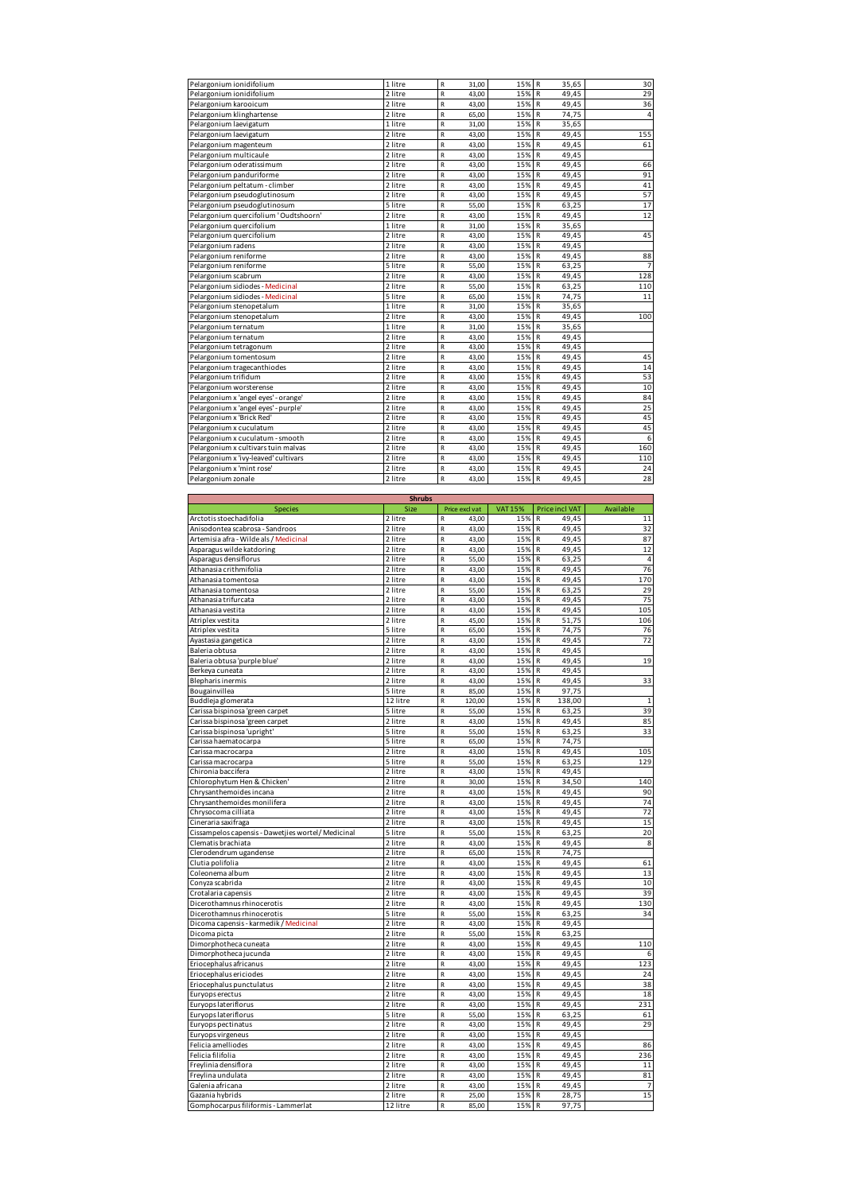| | | | | | | | |
|---|---|---|---|---|---|---|---|
| Pelargonium ionidifolium | 1 litre | R | 31,00 | 15% | R | 35,65 | 30 |
| Pelargonium ionidifolium | 2 litre | R | 43,00 | 15% | R | 49,45 | 29 |
| Pelargonium karooicum | 2 litre | R | 43,00 | 15% | R | 49,45 | 36 |
| Pelargonium klinghartense | 2 litre | R | 65,00 | 15% | R | 74,75 | 4 |
| Pelargonium laevigatum | 1 litre | R | 31,00 | 15% | R | 35,65 | |
| Pelargonium laevigatum | 2 litre | R | 43,00 | 15% | R | 49,45 | 155 |
| Pelargonium magenteum | 2 litre | R | 43,00 | 15% | R | 49,45 | 61 |
| Pelargonium multicaule | 2 litre | R | 43,00 | 15% | R | 49,45 | |
| Pelargonium oderatissimum | 2 litre | R | 43,00 | 15% | R | 49,45 | 66 |
| Pelargonium panduriforme | 2 litre | R | 43,00 | 15% | R | 49,45 | 91 |
| Pelargonium peltatum - climber | 2 litre | R | 43,00 | 15% | R | 49,45 | 41 |
| Pelargonium pseudoglutinosum | 2 litre | R | 43,00 | 15% | R | 49,45 | 57 |
| Pelargonium pseudoglutinosum | 5 litre | R | 55,00 | 15% | R | 63,25 | 17 |
| Pelargonium quercifolium 'Oudtshoorn' | 2 litre | R | 43,00 | 15% | R | 49,45 | 12 |
| Pelargonium quercifolium | 1 litre | R | 31,00 | 15% | R | 35,65 | |
| Pelargonium quercifolium | 2 litre | R | 43,00 | 15% | R | 49,45 | 45 |
| Pelargonium radens | 2 litre | R | 43,00 | 15% | R | 49,45 | |
| Pelargonium reniforme | 2 litre | R | 43,00 | 15% | R | 49,45 | 88 |
| Pelargonium reniforme | 5 litre | R | 55,00 | 15% | R | 63,25 | 7 |
| Pelargonium scabrum | 2 litre | R | 43,00 | 15% | R | 49,45 | 128 |
| Pelargonium sidiodes - Medicinal | 2 litre | R | 55,00 | 15% | R | 63,25 | 110 |
| Pelargonium sidiodes - Medicinal | 5 litre | R | 65,00 | 15% | R | 74,75 | 11 |
| Pelargonium stenopetalum | 1 litre | R | 31,00 | 15% | R | 35,65 | |
| Pelargonium stenopetalum | 2 litre | R | 43,00 | 15% | R | 49,45 | 100 |
| Pelargonium ternatum | 1 litre | R | 31,00 | 15% | R | 35,65 | |
| Pelargonium ternatum | 2 litre | R | 43,00 | 15% | R | 49,45 | |
| Pelargonium tetragonum | 2 litre | R | 43,00 | 15% | R | 49,45 | |
| Pelargonium tomentosum | 2 litre | R | 43,00 | 15% | R | 49,45 | 45 |
| Pelargonium tragecanthiodes | 2 litre | R | 43,00 | 15% | R | 49,45 | 14 |
| Pelargonium trifidum | 2 litre | R | 43,00 | 15% | R | 49,45 | 53 |
| Pelargonium worsterense | 2 litre | R | 43,00 | 15% | R | 49,45 | 10 |
| Pelargonium x 'angel eyes' - orange' | 2 litre | R | 43,00 | 15% | R | 49,45 | 84 |
| Pelargonium x 'angel eyes' - purple' | 2 litre | R | 43,00 | 15% | R | 49,45 | 25 |
| Pelargonium x 'Brick Red' | 2 litre | R | 43,00 | 15% | R | 49,45 | 45 |
| Pelargonium x cuculatum | 2 litre | R | 43,00 | 15% | R | 49,45 | 45 |
| Pelargonium x cuculatum - smooth | 2 litre | R | 43,00 | 15% | R | 49,45 | 6 |
| Pelargonium x cultivars tuin malvas | 2 litre | R | 43,00 | 15% | R | 49,45 | 160 |
| Pelargonium x 'ivy-leaved' cultivars | 2 litre | R | 43,00 | 15% | R | 49,45 | 110 |
| Pelargonium x 'mint rose' | 2 litre | R | 43,00 | 15% | R | 49,45 | 24 |
| Pelargonium zonale | 2 litre | R | 43,00 | 15% | R | 49,45 | 28 |

**Shrubs**

| Species | Size | Price excl vat | | VAT 15% | Price incl VAT | | Available |
|---|---|---|---|---|---|---|---|
| Arctotis stoechadifolia | 2 litre | R | 43,00 | 15% | R | 49,45 | 11 |
| Anisodontea scabrosa - Sandroos | 2 litre | R | 43,00 | 15% | R | 49,45 | 32 |
| Artemisia afra - Wilde als / Medicinal | 2 litre | R | 43,00 | 15% | R | 49,45 | 87 |
| Asparagus wilde katdoring | 2 litre | R | 43,00 | 15% | R | 49,45 | 12 |
| Asparagus densiflorus | 2 litre | R | 55,00 | 15% | R | 63,25 | 4 |
| Athanasia crithmifolia | 2 litre | R | 43,00 | 15% | R | 49,45 | 76 |
| Athanasia tomentosa | 2 litre | R | 43,00 | 15% | R | 49,45 | 170 |
| Athanasia tomentosa | 2 litre | R | 55,00 | 15% | R | 63,25 | 29 |
| Athanasia trifurcata | 2 litre | R | 43,00 | 15% | R | 49,45 | 75 |
| Athanasia vestita | 2 litre | R | 43,00 | 15% | R | 49,45 | 105 |
| Atriplex vestita | 2 litre | R | 45,00 | 15% | R | 51,75 | 106 |
| Atriplex vestita | 5 litre | R | 65,00 | 15% | R | 74,75 | 76 |
| Ayastasia gangetica | 2 litre | R | 43,00 | 15% | R | 49,45 | 72 |
| Baleria obtusa | 2 litre | R | 43,00 | 15% | R | 49,45 | |
| Baleria obtusa 'purple blue' | 2 litre | R | 43,00 | 15% | R | 49,45 | 19 |
| Berkeya cuneata | 2 litre | R | 43,00 | 15% | R | 49,45 | |
| Blepharis inermis | 2 litre | R | 43,00 | 15% | R | 49,45 | 33 |
| Bougainvillea | 5 litre | R | 85,00 | 15% | R | 97,75 | |
| Buddleja glomerata | 12 litre | R | 120,00 | 15% | R | 138,00 | 1 |
| Carissa bispinosa 'green carpet | 5 litre | R | 55,00 | 15% | R | 63,25 | 39 |
| Carissa bispinosa 'green carpet | 2 litre | R | 43,00 | 15% | R | 49,45 | 85 |
| Carissa bispinosa 'upright' | 5 litre | R | 55,00 | 15% | R | 63,25 | 33 |
| Carissa haematocarpa | 5 litre | R | 65,00 | 15% | R | 74,75 | |
| Carissa macrocarpa | 2 litre | R | 43,00 | 15% | R | 49,45 | 105 |
| Carissa macrocarpa | 5 litre | R | 55,00 | 15% | R | 63,25 | 129 |
| Chironia baccifera | 2 litre | R | 43,00 | 15% | R | 49,45 | |
| Chlorophytum Hen & Chicken' | 2 litre | R | 30,00 | 15% | R | 34,50 | 140 |
| Chrysanthemoides incana | 2 litre | R | 43,00 | 15% | R | 49,45 | 90 |
| Chrysanthemoides monilifera | 2 litre | R | 43,00 | 15% | R | 49,45 | 74 |
| Chrysocoma cilliata | 2 litre | R | 43,00 | 15% | R | 49,45 | 72 |
| Cineraria saxifraga | 2 litre | R | 43,00 | 15% | R | 49,45 | 15 |
| Cissampelos capensis - Dawetjies wortel / Medicinal | 5 litre | R | 55,00 | 15% | R | 63,25 | 20 |
| Clematis brachiata | 2 litre | R | 43,00 | 15% | R | 49,45 | 8 |
| Clerodendrum ugandense | 2 litre | R | 65,00 | 15% | R | 74,75 | |
| Clutia polifolia | 2 litre | R | 43,00 | 15% | R | 49,45 | 61 |
| Coleonema album | 2 litre | R | 43,00 | 15% | R | 49,45 | 13 |
| Conyza scabrida | 2 litre | R | 43,00 | 15% | R | 49,45 | 10 |
| Crotalaria capensis | 2 litre | R | 43,00 | 15% | R | 49,45 | 39 |
| Dicerothamnus rhinocerotis | 2 litre | R | 43,00 | 15% | R | 49,45 | 130 |
| Dicerothamnus rhinocerotis | 5 litre | R | 55,00 | 15% | R | 63,25 | 34 |
| Dicoma capensis - karmedik / Medicinal | 2 litre | R | 43,00 | 15% | R | 49,45 | |
| Dicoma picta | 2 litre | R | 55,00 | 15% | R | 63,25 | |
| Dimorphotheca cuneata | 2 litre | R | 43,00 | 15% | R | 49,45 | 110 |
| Dimorphotheca jucunda | 2 litre | R | 43,00 | 15% | R | 49,45 | 6 |
| Eriocephalus africanus | 2 litre | R | 43,00 | 15% | R | 49,45 | 123 |
| Eriocephalus ericiodes | 2 litre | R | 43,00 | 15% | R | 49,45 | 24 |
| Eriocephalus punctulatus | 2 litre | R | 43,00 | 15% | R | 49,45 | 38 |
| Euryops erectus | 2 litre | R | 43,00 | 15% | R | 49,45 | 18 |
| Euryops lateriflorus | 2 litre | R | 43,00 | 15% | R | 49,45 | 231 |
| Euryops lateriflorus | 5 litre | R | 55,00 | 15% | R | 63,25 | 61 |
| Euryops pectinatus | 2 litre | R | 43,00 | 15% | R | 49,45 | 29 |
| Euryops virgeneus | 2 litre | R | 43,00 | 15% | R | 49,45 | |
| Felicia amelliodes | 2 litre | R | 43,00 | 15% | R | 49,45 | 86 |
| Felicia filifolia | 2 litre | R | 43,00 | 15% | R | 49,45 | 236 |
| Freylinia densiflora | 2 litre | R | 43,00 | 15% | R | 49,45 | 11 |
| Freylina undulata | 2 litre | R | 43,00 | 15% | R | 49,45 | 81 |
| Galenia africana | 2 litre | R | 43,00 | 15% | R | 49,45 | 7 |
| Gazania hybrids | 2 litre | R | 25,00 | 15% | R | 28,75 | 15 |
| Gomphocarpus filiformis - Lammerlat | 12 litre | R | 85,00 | 15% | R | 97,75 | |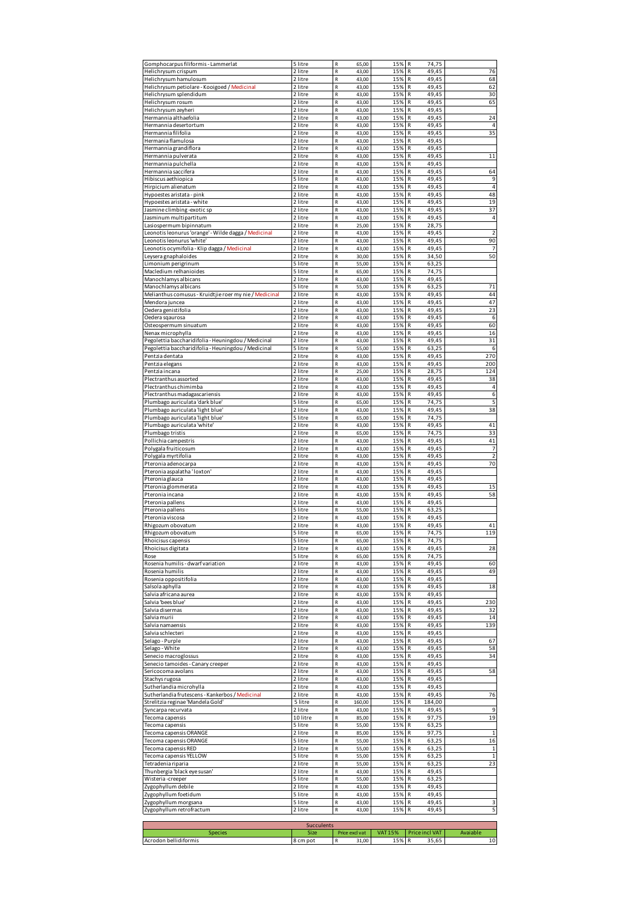| | | | | | |
|---|---|---|---|---|---|
| Gomphocarpus filiformis - Lammerlat | 5 litre | R 65,00 | 15% | R 74,75 | |
| Helichrysum crispum | 2 litre | R 43,00 | 15% | R 49,45 | 76 |
| Helichrysum hamulosum | 2 litre | R 43,00 | 15% | R 49,45 | 68 |
| Helichrysum petiolare - Kooigoed / Medicinal | 2 litre | R 43,00 | 15% | R 49,45 | 62 |
| Helichrysum splendidum | 2 litre | R 43,00 | 15% | R 49,45 | 30 |
| Helichrysum rosum | 2 litre | R 43,00 | 15% | R 49,45 | 65 |
| Helichrysum zeyheri | 2 litre | R 43,00 | 15% | R 49,45 | |
| Hermannia althaefolia | 2 litre | R 43,00 | 15% | R 49,45 | 24 |
| Hermannia desertortum | 2 litre | R 43,00 | 15% | R 49,45 | 4 |
| Hermannia filifolia | 2 litre | R 43,00 | 15% | R 49,45 | 35 |
| Hermania flamulosa | 2 litre | R 43,00 | 15% | R 49,45 | |
| Hermannia grandiflora | 2 litre | R 43,00 | 15% | R 49,45 | |
| Hermannia pulverata | 2 litre | R 43,00 | 15% | R 49,45 | 11 |
| Hermannia pulchella | 2 litre | R 43,00 | 15% | R 49,45 | |
| Hermannia saccifera | 2 litre | R 43,00 | 15% | R 49,45 | 64 |
| Hibiscus aethiopica | 5 litre | R 43,00 | 15% | R 49,45 | 9 |
| Hirpicium alienatum | 2 litre | R 43,00 | 15% | R 49,45 | 4 |
| Hypoestes aristata - pink | 2 litre | R 43,00 | 15% | R 49,45 | 48 |
| Hypoestes aristata - white | 2 litre | R 43,00 | 15% | R 49,45 | 19 |
| Jasmine climbing -exotic sp | 2 litre | R 43,00 | 15% | R 49,45 | 37 |
| Jasminum multipartitum | 2 litre | R 43,00 | 15% | R 49,45 | 4 |
| Lasiospermum bipinnatum | 2 litre | R 25,00 | 15% | R 28,75 | |
| Leonotis leonurus 'orange' - Wilde dagga / Medicinal | 2 litre | R 43,00 | 15% | R 49,45 | 2 |
| Leonotis leonurus 'white' | 2 litre | R 43,00 | 15% | R 49,45 | 90 |
| Leonotis ocymifolia - Klip dagga / Medicinal | 2 litre | R 43,00 | 15% | R 49,45 | 7 |
| Leysera gnaphaloides | 2 litre | R 30,00 | 15% | R 34,50 | 50 |
| Limonium perigrinum | 5 litre | R 55,00 | 15% | R 63,25 | |
| Macledium relhanioides | 5 litre | R 65,00 | 15% | R 74,75 | |
| Manochlamys albicans | 2 litre | R 43,00 | 15% | R 49,45 | |
| Manochlamys albicans | 5 litre | R 55,00 | 15% | R 63,25 | 71 |
| Melianthus comusus - Kruidtjie roer my nie / Medicinal | 2 litre | R 43,00 | 15% | R 49,45 | 44 |
| Mendora juncea | 2 litre | R 43,00 | 15% | R 49,45 | 47 |
| Oedera genistifolia | 2 litre | R 43,00 | 15% | R 49,45 | 23 |
| Oedera sqaurosa | 2 litre | R 43,00 | 15% | R 49,45 | 6 |
| Osteospermum sinuatum | 2 litre | R 43,00 | 15% | R 49,45 | 60 |
| Nenax microphylla | 2 litre | R 43,00 | 15% | R 49,45 | 16 |
| Pegolettia baccharidifolia - Heuningdou / Medicinal | 2 litre | R 43,00 | 15% | R 49,45 | 31 |
| Pegolettia baccharidifolia - Heuningdou / Medicinal | 5 litre | R 55,00 | 15% | R 63,25 | 6 |
| Pentzia dentata | 2 litre | R 43,00 | 15% | R 49,45 | 270 |
| Pentzia elegans | 2 litre | R 43,00 | 15% | R 49,45 | 200 |
| Pentzia incana | 2 litre | R 25,00 | 15% | R 28,75 | 124 |
| Plectranthus assorted | 2 litre | R 43,00 | 15% | R 49,45 | 38 |
| Plectranthus chimimba | 2 litre | R 43,00 | 15% | R 49,45 | 4 |
| Plectranthus madagascariensis | 2 litre | R 43,00 | 15% | R 49,45 | 6 |
| Plumbago auriculata 'dark blue' | 5 litre | R 65,00 | 15% | R 74,75 | 5 |
| Plumbago auriculata 'light blue' | 2 litre | R 43,00 | 15% | R 49,45 | 38 |
| Plumbago auriculata 'light blue' | 5 litre | R 65,00 | 15% | R 74,75 | |
| Plumbago auriculata 'white' | 2 litre | R 43,00 | 15% | R 49,45 | 41 |
| Plumbago tristis | 2 litre | R 65,00 | 15% | R 74,75 | 33 |
| Pollichia campestris | 2 litre | R 43,00 | 15% | R 49,45 | 41 |
| Polygala fruiticosum | 2 litre | R 43,00 | 15% | R 49,45 | 7 |
| Polygala myrtifolia | 2 litre | R 43,00 | 15% | R 49,45 | 2 |
| Pteronia adenocarpa | 2 litre | R 43,00 | 15% | R 49,45 | 70 |
| Pteronia aspalatha 'loxton' | 2 litre | R 43,00 | 15% | R 49,45 | |
| Pteronia glauca | 2 litre | R 43,00 | 15% | R 49,45 | |
| Pteronia glommerata | 2 litre | R 43,00 | 15% | R 49,45 | 15 |
| Pteronia incana | 2 litre | R 43,00 | 15% | R 49,45 | 58 |
| Pteronia pallens | 2 litre | R 43,00 | 15% | R 49,45 | |
| Pteronia pallens | 5 litre | R 55,00 | 15% | R 63,25 | |
| Pteronia viscosa | 2 litre | R 43,00 | 15% | R 49,45 | |
| Rhigozum obovatum | 2 litre | R 43,00 | 15% | R 49,45 | 41 |
| Rhigozum obovatum | 5 litre | R 65,00 | 15% | R 74,75 | 119 |
| Rhoicisus capensis | 5 litre | R 65,00 | 15% | R 74,75 | |
| Rhoicisus digitata | 2 litre | R 43,00 | 15% | R 49,45 | 28 |
| Rose | 5 litre | R 65,00 | 15% | R 74,75 | |
| Rosenia humilis - dwarf variation | 2 litre | R 43,00 | 15% | R 49,45 | 60 |
| Rosenia humilis | 2 litre | R 43,00 | 15% | R 49,45 | 49 |
| Rosenia oppositifolia | 2 litre | R 43,00 | 15% | R 49,45 | |
| Salsola aphylla | 2 litre | R 43,00 | 15% | R 49,45 | 18 |
| Salvia africana aurea | 2 litre | R 43,00 | 15% | R 49,45 | |
| Salvia 'bees blue' | 2 litre | R 43,00 | 15% | R 49,45 | 230 |
| Salvia disermas | 2 litre | R 43,00 | 15% | R 49,45 | 32 |
| Salvia murii | 2 litre | R 43,00 | 15% | R 49,45 | 14 |
| Salvia namaensis | 2 litre | R 43,00 | 15% | R 49,45 | 139 |
| Salvia schlecteri | 2 litre | R 43,00 | 15% | R 49,45 | |
| Selago - Purple | 2 litre | R 43,00 | 15% | R 49,45 | 67 |
| Selago - White | 2 litre | R 43,00 | 15% | R 49,45 | 58 |
| Senecio macroglossus | 2 litre | R 43,00 | 15% | R 49,45 | 34 |
| Senecio tamoides - Canary creeper | 2 litre | R 43,00 | 15% | R 49,45 | |
| Sericocoma avolans | 2 litre | R 43,00 | 15% | R 49,45 | 58 |
| Stachys rugosa | 2 litre | R 43,00 | 15% | R 49,45 | |
| Sutherlandia microhylla | 2 litre | R 43,00 | 15% | R 49,45 | |
| Sutherlandia frutescens - Kankerbos / Medicinal | 2 litre | R 43,00 | 15% | R 49,45 | 76 |
| Strelitzia reginae 'Mandela Gold' | 5 litre | R 160,00 | 15% | R 184,00 | |
| Syncarpa recurvata | 2 litre | R 43,00 | 15% | R 49,45 | 9 |
| Tecoma capensis | 10 litre | R 85,00 | 15% | R 97,75 | 19 |
| Tecoma capensis | 5 litre | R 55,00 | 15% | R 63,25 | |
| Tecoma capensis ORANGE | 2 litre | R 85,00 | 15% | R 97,75 | 1 |
| Tecoma capensis ORANGE | 5 litre | R 55,00 | 15% | R 63,25 | 16 |
| Tecoma capensis RED | 2 litre | R 55,00 | 15% | R 63,25 | 1 |
| Tecoma capensis YELLOW | 5 litre | R 55,00 | 15% | R 63,25 | 1 |
| Tetradenia riparia | 2 litre | R 55,00 | 15% | R 63,25 | 23 |
| Thunbergia 'black eye susan' | 2 litre | R 43,00 | 15% | R 49,45 | |
| Wisteria -creeper | 5 litre | R 55,00 | 15% | R 63,25 | |
| Zygophyllum debile | 2 litre | R 43,00 | 15% | R 49,45 | |
| Zygophyllum foetidum | 5 litre | R 43,00 | 15% | R 49,45 | |
| Zygophyllum morgsana | 5 litre | R 43,00 | 15% | R 49,45 | 3 |
| Zygophyllum retrofractum | 2 litre | R 43,00 | 15% | R 49,45 | 5 |

| Succulents | | | | | |
|---|---|---|---|---|---|
| Species | Size | Price excl vat | VAT 15% | Price incl VAT | Avaiable |
| Acrodon bellidiformis | 8 cm pot | R 31,00 | 15% | R 35,65 | 10 |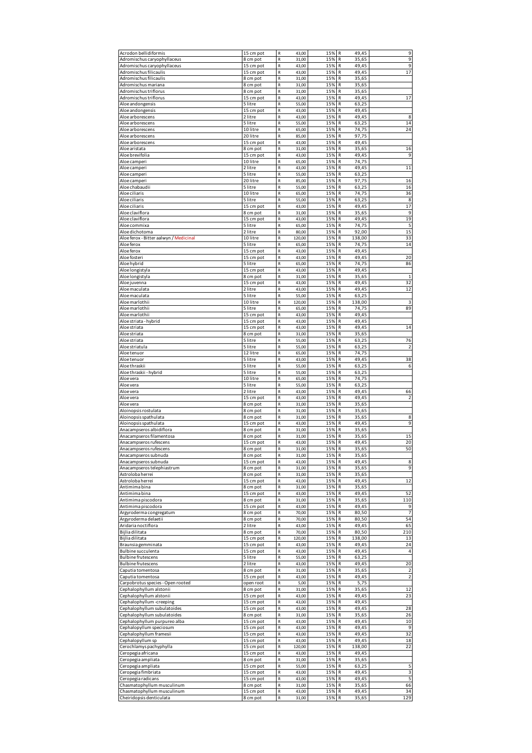| | | | | | | |
|---|---|---|---|---|---|---|
| Acrodon bellidiformis | 15 cm pot | R | 43,00 | 15% | R 49,45 | 9 |
| Adromischus caryophyllaceus | 8 cm pot | R | 31,00 | 15% | R 35,65 | 9 |
| Adromischus caryophyllaceus | 15 cm pot | R | 43,00 | 15% | R 49,45 | 9 |
| Adromischus filicaulis | 15 cm pot | R | 43,00 | 15% | R 49,45 | 17 |
| Adromischus filicaulis | 8 cm pot | R | 31,00 | 15% | R 35,65 | |
| Adromischus mariana | 8 cm pot | R | 31,00 | 15% | R 35,65 | |
| Adromischus triflorus | 8 cm pot | R | 31,00 | 15% | R 35,65 | |
| Adromischus triflorus | 15 cm pot | R | 43,00 | 15% | R 49,45 | 17 |
| Aloe andongensis | 5 litre | R | 55,00 | 15% | R 63,25 | |
| Aloe andongensis | 15 cm pot | R | 43,00 | 15% | R 49,45 | |
| Aloe arborescens | 2 litre | R | 43,00 | 15% | R 49,45 | 8 |
| Aloe arborescens | 5 litre | R | 55,00 | 15% | R 63,25 | 14 |
| Aloe arborescens | 10 litre | R | 65,00 | 15% | R 74,75 | 24 |
| Aloe arborescens | 20 litre | R | 85,00 | 15% | R 97,75 | |
| Aloe arborescens | 15 cm pot | R | 43,00 | 15% | R 49,45 | |
| Aloe aristata | 8 cm pot | R | 31,00 | 15% | R 35,65 | 16 |
| Aloe brevifolia | 15 cm pot | R | 43,00 | 15% | R 49,45 | 9 |
| Aloe camperi | 10 litre | R | 65,00 | 15% | R 74,75 | |
| Aloe camperi | 2 litre | R | 43,00 | 15% | R 49,45 | 11 |
| Aloe camperi | 5 litre | R | 55,00 | 15% | R 63,25 | |
| Aloe camperi | 20 litre | R | 85,00 | 15% | R 97,75 | 16 |
| Aloe chabaudii | 5 litre | R | 55,00 | 15% | R 63,25 | 16 |
| Aloe ciliaris | 10 litre | R | 65,00 | 15% | R 74,75 | 36 |
| Aloe ciliaris | 5 litre | R | 55,00 | 15% | R 63,25 | 8 |
| Aloe ciliaris | 15 cm pot | R | 43,00 | 15% | R 49,45 | 17 |
| Aloe claviflora | 8 cm pot | R | 31,00 | 15% | R 35,65 | 9 |
| Aloe claviflora | 15 cm pot | R | 43,00 | 15% | R 49,45 | 19 |
| Aloe commixa | 5 litre | R | 65,00 | 15% | R 74,75 | 5 |
| Aloe dichotoma | 2 litre | R | 80,00 | 15% | R 92,00 | 15 |
| Aloe ferox - Bitter aalwyn / Medicinal | 10 litre | R | 120,00 | 15% | R 138,00 | 33 |
| Aloe ferox | 5 litre | R | 65,00 | 15% | R 74,75 | 14 |
| Aloe ferox | 15 cm pot | R | 43,00 | 15% | R 49,45 | |
| Aloe fosteri | 15 cm pot | R | 43,00 | 15% | R 49,45 | 20 |
| Aloe hybrid | 5 litre | R | 65,00 | 15% | R 74,75 | 86 |
| Aloe longistyla | 15 cm pot | R | 43,00 | 15% | R 49,45 | |
| Aloe longistyla | 8 cm pot | R | 31,00 | 15% | R 35,65 | 1 |
| Aloe juvenna | 15 cm pot | R | 43,00 | 15% | R 49,45 | 32 |
| Aloe maculata | 2 litre | R | 43,00 | 15% | R 49,45 | 12 |
| Aloe maculata | 5 litre | R | 55,00 | 15% | R 63,25 | |
| Aloe marlothii | 10 litre | R | 120,00 | 15% | R 138,00 | 3 |
| Aloe marlothii | 5 litre | R | 65,00 | 15% | R 74,75 | 89 |
| Aloe marlothii | 15 cm pot | R | 43,00 | 15% | R 49,45 | |
| Aloe striata - hybrid | 15 cm pot | R | 43,00 | 15% | R 49,45 | |
| Aloe striata | 15 cm pot | R | 43,00 | 15% | R 49,45 | 14 |
| Aloe striata | 8 cm pot | R | 31,00 | 15% | R 35,65 | |
| Aloe striata | 5 litre | R | 55,00 | 15% | R 63,25 | 76 |
| Aloe striatula | 5 litre | R | 55,00 | 15% | R 63,25 | 2 |
| Aloe tenuor | 12 litre | R | 65,00 | 15% | R 74,75 | |
| Aloe tenuor | 5 litre | R | 43,00 | 15% | R 49,45 | 38 |
| Aloe thraskii | 5 litre | R | 55,00 | 15% | R 63,25 | 6 |
| Aloe thraskii - hybrid | 5 litre | R | 55,00 | 15% | R 63,25 | |
| Aloe vera | 10 litre | R | 65,00 | 15% | R 74,75 | |
| Aloe vera | 5 litre | R | 55,00 | 15% | R 63,25 | |
| Aloe vera | 2 litre | R | 43,00 | 15% | R 49,45 | 66 |
| Aloe vera | 15 cm pot | R | 43,00 | 15% | R 49,45 | 2 |
| Aloe vera | 8 cm pot | R | 31,00 | 15% | R 35,65 | |
| Aloinopsis rostulata | 8 cm pot | R | 31,00 | 15% | R 35,65 | |
| Aloinopsis spathulata | 8 cm pot | R | 31,00 | 15% | R 35,65 | 8 |
| Aloinopsis spathulata | 15 cm pot | R | 43,00 | 15% | R 49,45 | 9 |
| Anacampseros albidiflora | 8 cm pot | R | 31,00 | 15% | R 35,65 | |
| Anacampseros filamentosa | 8 cm pot | R | 31,00 | 15% | R 35,65 | 15 |
| Anacampseros rufescens | 15 cm pot | R | 43,00 | 15% | R 49,45 | 20 |
| Anacampseros rufescens | 8 cm pot | R | 31,00 | 15% | R 35,65 | 50 |
| Anacampseros subnuda | 8 cm pot | R | 31,00 | 15% | R 35,65 | |
| Anacampseros subnuda | 15 cm pot | R | 43,00 | 15% | R 49,45 | 8 |
| Anacampseros telephiastrum | 8 cm pot | R | 31,00 | 15% | R 35,65 | 9 |
| Astroloba herrei | 8 cm pot | R | 31,00 | 15% | R 35,65 | |
| Astroloba herrei | 15 cm pot | R | 43,00 | 15% | R 49,45 | 12 |
| Antimima bina | 8 cm pot | R | 31,00 | 15% | R 35,65 | |
| Antimima bina | 15 cm pot | R | 43,00 | 15% | R 49,45 | 52 |
| Antimima piscodora | 8 cm pot | R | 31,00 | 15% | R 35,65 | 110 |
| Antimima piscodora | 15 cm pot | R | 43,00 | 15% | R 49,45 | 9 |
| Argyroderma congregatum | 8 cm pot | R | 70,00 | 15% | R 80,50 | 7 |
| Argyroderma delaetii | 8 cm pot | R | 70,00 | 15% | R 80,50 | 54 |
| Aridaria noctiflora | 2 litre | R | 43,00 | 15% | R 49,45 | 65 |
| Bijlia dilitata | 8 cm pot | R | 70,00 | 15% | R 80,50 | 210 |
| Bijlia dilitata | 15 cm pot | R | 120,00 | 15% | R 138,00 | 13 |
| Braunsia gemminata | 15 cm pot | R | 43,00 | 15% | R 49,45 | 24 |
| Bulbine succulenta | 15 cm pot | R | 43,00 | 15% | R 49,45 | 4 |
| Bulbine frutescens | 5 litre | R | 55,00 | 15% | R 63,25 | |
| Bulbine frutescens | 2 litre | R | 43,00 | 15% | R 49,45 | 20 |
| Caputia tomentosa | 8 cm pot | R | 31,00 | 15% | R 35,65 | 2 |
| Caputia tomentosa | 15 cm pot | R | 43,00 | 15% | R 49,45 | 2 |
| Carpobrotus species - Open rooted | open root | R | 5,00 | 15% | R 5,75 | |
| Cephalophyllum alstonii | 8 cm pot | R | 31,00 | 15% | R 35,65 | 12 |
| Cephalophyllum alstonii | 15 cm pot | R | 43,00 | 15% | R 49,45 | 23 |
| Cephalophyllum -creeping | 15 cm pot | R | 43,00 | 15% | R 49,45 | |
| Cephalophyllum subulatoides | 15 cm pot | R | 43,00 | 15% | R 49,45 | 28 |
| Cephalophyllum subulatoides | 8 cm pot | R | 31,00 | 15% | R 35,65 | 26 |
| Cephalophyllum purpureo alba | 15 cm pot | R | 43,00 | 15% | R 49,45 | 10 |
| Cephalopyllum speciosum | 15 cm pot | R | 43,00 | 15% | R 49,45 | 9 |
| Cephalophyllum framesii | 15 cm pot | R | 43,00 | 15% | R 49,45 | 32 |
| Cephalopyllum sp | 15 cm pot | R | 43,00 | 15% | R 49,45 | 18 |
| Cerochlamys pachyphylla | 15 cm pot | R | 120,00 | 15% | R 138,00 | 22 |
| Ceropegia africana | 15 cm pot | R | 43,00 | 15% | R 49,45 | |
| Ceropegia ampliata | 8 cm pot | R | 31,00 | 15% | R 35,65 | |
| Ceropegia ampliata | 15 cm pot | R | 55,00 | 15% | R 63,25 | 5 |
| Ceropegia fimbriata | 15 cm pot | R | 43,00 | 15% | R 49,45 | 3 |
| Ceropegia radicans | 15 cm pot | R | 43,00 | 15% | R 49,45 | 5 |
| Chasmatophyllum musculinum | 8 cm pot | R | 31,00 | 15% | R 35,65 | 66 |
| Chasmatophyllum musculinum | 15 cm pot | R | 43,00 | 15% | R 49,45 | 34 |
| Cheiridopsis denticulata | 8 cm pot | R | 31,00 | 15% | R 35,65 | 129 |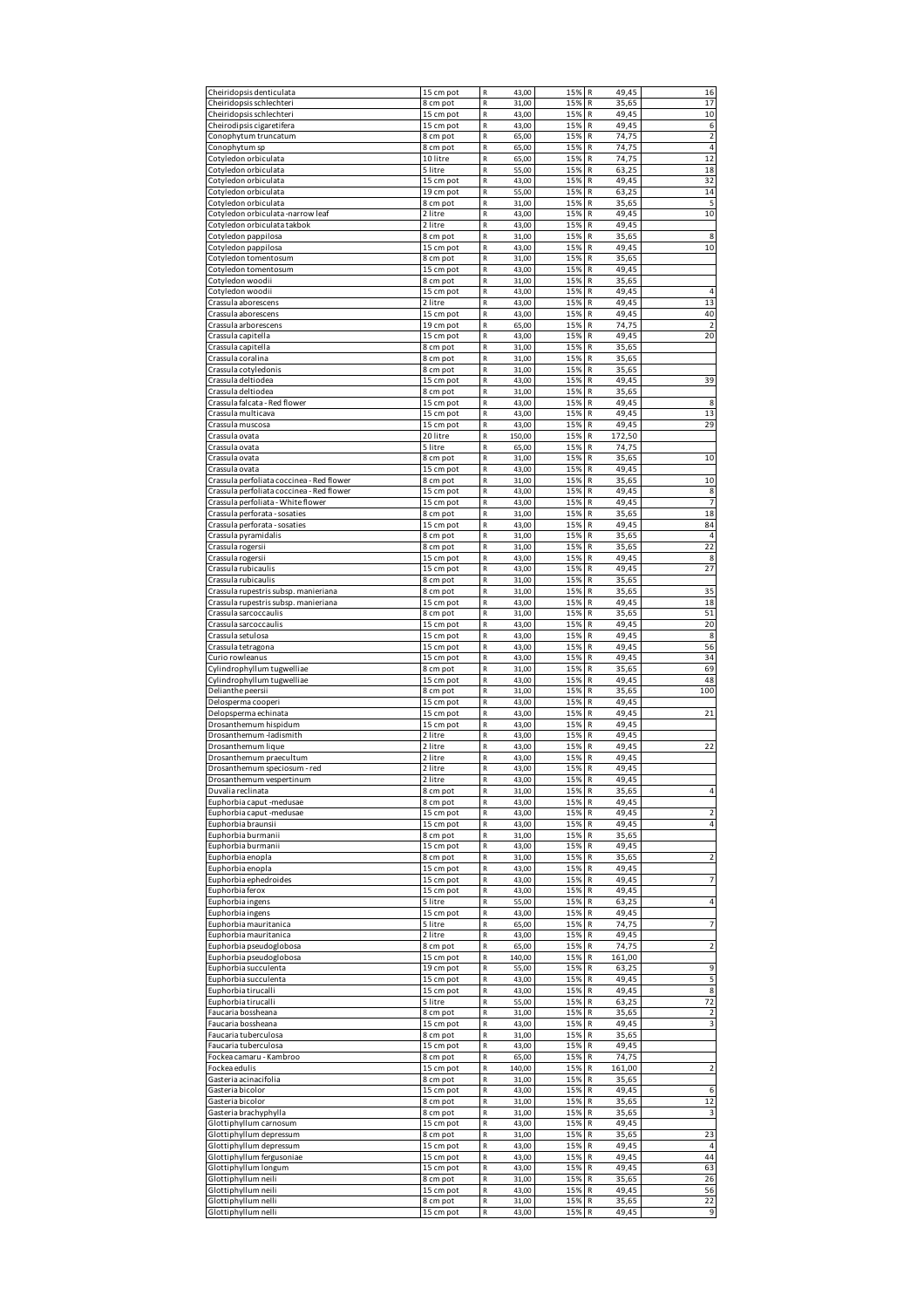| | | | | | | | |
|---|---|---|---|---|---|---|---|
| Cheiridopsis denticulata | 15 cm pot | R | 43,00 | 15% | R | 49,45 | 16 |
| Cheiridopsis schlechteri | 8 cm pot | R | 31,00 | 15% | R | 35,65 | 17 |
| Cheiridopsis schlechteri | 15 cm pot | R | 43,00 | 15% | R | 49,45 | 10 |
| Cheirodipsis cigaretifera | 15 cm pot | R | 43,00 | 15% | R | 49,45 | 6 |
| Conophytum truncatum | 8 cm pot | R | 65,00 | 15% | R | 74,75 | 2 |
| Conophytum sp | 8 cm pot | R | 65,00 | 15% | R | 74,75 | 4 |
| Cotyledon orbiculata | 10 litre | R | 65,00 | 15% | R | 74,75 | 12 |
| Cotyledon orbiculata | 5 litre | R | 55,00 | 15% | R | 63,25 | 18 |
| Cotyledon orbiculata | 15 cm pot | R | 43,00 | 15% | R | 49,45 | 32 |
| Cotyledon orbiculata | 19 cm pot | R | 55,00 | 15% | R | 63,25 | 14 |
| Cotyledon orbiculata | 8 cm pot | R | 31,00 | 15% | R | 35,65 | 5 |
| Cotyledon orbiculata -narrow leaf | 2 litre | R | 43,00 | 15% | R | 49,45 | 10 |
| Cotyledon orbiculata takbok | 2 litre | R | 43,00 | 15% | R | 49,45 | |
| Cotyledon pappilosa | 8 cm pot | R | 31,00 | 15% | R | 35,65 | 8 |
| Cotyledon pappilosa | 15 cm pot | R | 43,00 | 15% | R | 49,45 | 10 |
| Cotyledon tomentosum | 8 cm pot | R | 31,00 | 15% | R | 35,65 | |
| Cotyledon tomentosum | 15 cm pot | R | 43,00 | 15% | R | 49,45 | |
| Cotyledon woodii | 8 cm pot | R | 31,00 | 15% | R | 35,65 | |
| Cotyledon woodii | 15 cm pot | R | 43,00 | 15% | R | 49,45 | 4 |
| Crassula aborescens | 2 litre | R | 43,00 | 15% | R | 49,45 | 13 |
| Crassula aborescens | 15 cm pot | R | 43,00 | 15% | R | 49,45 | 40 |
| Crassula arborescens | 19 cm pot | R | 65,00 | 15% | R | 74,75 | 2 |
| Crassula capitella | 15 cm pot | R | 43,00 | 15% | R | 49,45 | 20 |
| Crassula capitella | 8 cm pot | R | 31,00 | 15% | R | 35,65 | |
| Crassula coralina | 8 cm pot | R | 31,00 | 15% | R | 35,65 | |
| Crassula cotyledonis | 8 cm pot | R | 31,00 | 15% | R | 35,65 | |
| Crassula deltiodea | 15 cm pot | R | 43,00 | 15% | R | 49,45 | 39 |
| Crassula deltiodea | 8 cm pot | R | 31,00 | 15% | R | 35,65 | |
| Crassula falcata - Red flower | 15 cm pot | R | 43,00 | 15% | R | 49,45 | 8 |
| Crassula multicava | 15 cm pot | R | 43,00 | 15% | R | 49,45 | 13 |
| Crassula muscosa | 15 cm pot | R | 43,00 | 15% | R | 49,45 | 29 |
| Crassula ovata | 20 litre | R | 150,00 | 15% | R | 172,50 | |
| Crassula ovata | 5 litre | R | 65,00 | 15% | R | 74,75 | |
| Crassula ovata | 8 cm pot | R | 31,00 | 15% | R | 35,65 | 10 |
| Crassula ovata | 15 cm pot | R | 43,00 | 15% | R | 49,45 | |
| Crassula perfoliata coccinea - Red flower | 8 cm pot | R | 31,00 | 15% | R | 35,65 | 10 |
| Crassula perfoliata coccinea - Red flower | 15 cm pot | R | 43,00 | 15% | R | 49,45 | 8 |
| Crassula perfoliata - White flower | 15 cm pot | R | 43,00 | 15% | R | 49,45 | 7 |
| Crassula perforata - sosaties | 8 cm pot | R | 31,00 | 15% | R | 35,65 | 18 |
| Crassula perforata - sosaties | 15 cm pot | R | 43,00 | 15% | R | 49,45 | 84 |
| Crassula pyramidalis | 8 cm pot | R | 31,00 | 15% | R | 35,65 | 4 |
| Crassula rogersii | 8 cm pot | R | 31,00 | 15% | R | 35,65 | 22 |
| Crassula rogersii | 15 cm pot | R | 43,00 | 15% | R | 49,45 | 8 |
| Crassula rubicaulis | 15 cm pot | R | 43,00 | 15% | R | 49,45 | 27 |
| Crassula rubicaulis | 8 cm pot | R | 31,00 | 15% | R | 35,65 | |
| Crassula rupestris subsp. manieriana | 8 cm pot | R | 31,00 | 15% | R | 35,65 | 35 |
| Crassula rupestris subsp. manieriana | 15 cm pot | R | 43,00 | 15% | R | 49,45 | 18 |
| Crassula sarcoccaulis | 8 cm pot | R | 31,00 | 15% | R | 35,65 | 51 |
| Crassula sarcoccaulis | 15 cm pot | R | 43,00 | 15% | R | 49,45 | 20 |
| Crassula setulosa | 15 cm pot | R | 43,00 | 15% | R | 49,45 | 8 |
| Crassula tetragona | 15 cm pot | R | 43,00 | 15% | R | 49,45 | 56 |
| Curio rowleanus | 15 cm pot | R | 43,00 | 15% | R | 49,45 | 34 |
| Cylindrophyllum tugwelliae | 8 cm pot | R | 31,00 | 15% | R | 35,65 | 69 |
| Cylindrophyllum tugwelliae | 15 cm pot | R | 43,00 | 15% | R | 49,45 | 48 |
| Delianthe peersii | 8 cm pot | R | 31,00 | 15% | R | 35,65 | 100 |
| Delosperma cooperi | 15 cm pot | R | 43,00 | 15% | R | 49,45 | |
| Delopsperma echinata | 15 cm pot | R | 43,00 | 15% | R | 49,45 | 21 |
| Drosanthemum hispidum | 15 cm pot | R | 43,00 | 15% | R | 49,45 | |
| Drosanthemum -ladismith | 2 litre | R | 43,00 | 15% | R | 49,45 | |
| Drosanthemum lique | 2 litre | R | 43,00 | 15% | R | 49,45 | 22 |
| Drosanthemum praecultum | 2 litre | R | 43,00 | 15% | R | 49,45 | |
| Drosanthemum speciosum - red | 2 litre | R | 43,00 | 15% | R | 49,45 | |
| Drosanthemum vespertinum | 2 litre | R | 43,00 | 15% | R | 49,45 | |
| Duvalia reclinata | 8 cm pot | R | 31,00 | 15% | R | 35,65 | 4 |
| Euphorbia caput -medusae | 8 cm pot | R | 43,00 | 15% | R | 49,45 | |
| Euphorbia caput -medusae | 15 cm pot | R | 43,00 | 15% | R | 49,45 | 2 |
| Euphorbia braunsii | 15 cm pot | R | 43,00 | 15% | R | 49,45 | 4 |
| Euphorbia burmanii | 8 cm pot | R | 31,00 | 15% | R | 35,65 | |
| Euphorbia burmanii | 15 cm pot | R | 43,00 | 15% | R | 49,45 | |
| Euphorbia enopla | 8 cm pot | R | 31,00 | 15% | R | 35,65 | 2 |
| Euphorbia enopla | 15 cm pot | R | 43,00 | 15% | R | 49,45 | |
| Euphorbia ephedroides | 15 cm pot | R | 43,00 | 15% | R | 49,45 | 7 |
| Euphorbia ferox | 15 cm pot | R | 43,00 | 15% | R | 49,45 | |
| Euphorbia ingens | 5 litre | R | 55,00 | 15% | R | 63,25 | 4 |
| Euphorbia ingens | 15 cm pot | R | 43,00 | 15% | R | 49,45 | |
| Euphorbia mauritanica | 5 litre | R | 65,00 | 15% | R | 74,75 | 7 |
| Euphorbia mauritanica | 2 litre | R | 43,00 | 15% | R | 49,45 | |
| Euphorbia pseudoglobosa | 8 cm pot | R | 65,00 | 15% | R | 74,75 | 2 |
| Euphorbia pseudoglobosa | 15 cm pot | R | 140,00 | 15% | R | 161,00 | |
| Euphorbia succulenta | 19 cm pot | R | 55,00 | 15% | R | 63,25 | 9 |
| Euphorbia succulenta | 15 cm pot | R | 43,00 | 15% | R | 49,45 | 5 |
| Euphorbia tirucalli | 15 cm pot | R | 43,00 | 15% | R | 49,45 | 8 |
| Euphorbia tirucalli | 5 litre | R | 55,00 | 15% | R | 63,25 | 72 |
| Faucaria bossheana | 8 cm pot | R | 31,00 | 15% | R | 35,65 | 2 |
| Faucaria bossheana | 15 cm pot | R | 43,00 | 15% | R | 49,45 | 3 |
| Faucaria tuberculosa | 8 cm pot | R | 31,00 | 15% | R | 35,65 | |
| Faucaria tuberculosa | 15 cm pot | R | 43,00 | 15% | R | 49,45 | |
| Fockea camaru - Kambroo | 8 cm pot | R | 65,00 | 15% | R | 74,75 | |
| Fockea edulis | 15 cm pot | R | 140,00 | 15% | R | 161,00 | 2 |
| Gasteria acinacifolia | 8 cm pot | R | 31,00 | 15% | R | 35,65 | |
| Gasteria bicolor | 15 cm pot | R | 43,00 | 15% | R | 49,45 | 6 |
| Gasteria bicolor | 8 cm pot | R | 31,00 | 15% | R | 35,65 | 12 |
| Gasteria brachyphylla | 8 cm pot | R | 31,00 | 15% | R | 35,65 | 3 |
| Glottiphyllum carnosum | 15 cm pot | R | 43,00 | 15% | R | 49,45 | |
| Glottiphyllum depressum | 8 cm pot | R | 31,00 | 15% | R | 35,65 | 23 |
| Glottiphyllum depressum | 15 cm pot | R | 43,00 | 15% | R | 49,45 | 4 |
| Glottiphyllum fergusoniae | 15 cm pot | R | 43,00 | 15% | R | 49,45 | 44 |
| Glottiphyllum longum | 15 cm pot | R | 43,00 | 15% | R | 49,45 | 63 |
| Glottiphyllum neili | 8 cm pot | R | 31,00 | 15% | R | 35,65 | 26 |
| Glottiphyllum neili | 15 cm pot | R | 43,00 | 15% | R | 49,45 | 56 |
| Glottiphyllum nelli | 8 cm pot | R | 31,00 | 15% | R | 35,65 | 22 |
| Glottiphyllum nelli | 15 cm pot | R | 43,00 | 15% | R | 49,45 | 9 |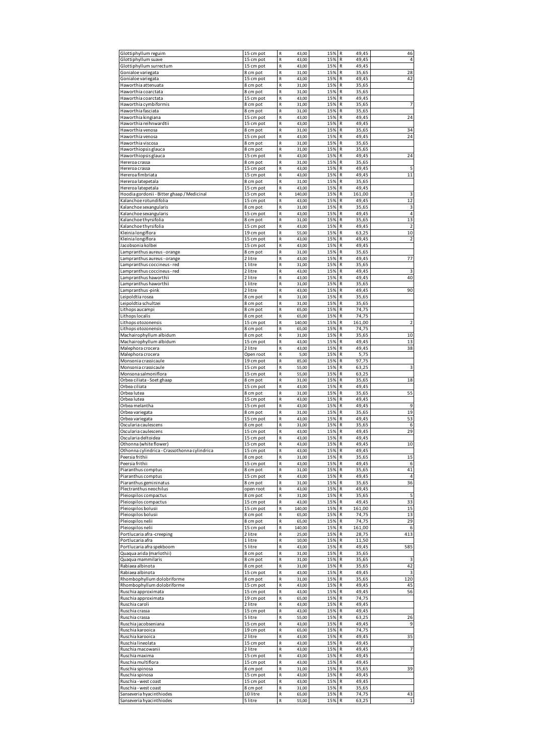| | | | | | | | |
|---|---|---|---|---|---|---|---|
| Glottiphyllum reguim | 15 cm pot | R | 43,00 | 15% | R | 49,45 | 46 |
| Glottiphyllum suave | 15 cm pot | R | 43,00 | 15% | R | 49,45 | 4 |
| Glottiphyllum surrectum | 15 cm pot | R | 43,00 | 15% | R | 49,45 | |
| Gonialoe variegata | 8 cm pot | R | 31,00 | 15% | R | 35,65 | 28 |
| Gonialoe variegata | 15 cm pot | R | 43,00 | 15% | R | 49,45 | 42 |
| Haworthia attenuata | 8 cm pot | R | 31,00 | 15% | R | 35,65 | |
| Haworthia coarctata | 8 cm pot | R | 31,00 | 15% | R | 35,65 | |
| Haworthia coarctata | 15 cm pot | R | 43,00 | 15% | R | 49,45 | |
| Haworthia cymbiformis | 8 cm pot | R | 31,00 | 15% | R | 35,65 | 7 |
| Haworthia fasciata | 8 cm pot | R | 31,00 | 15% | R | 35,65 | |
| Haworthia kingiana | 15 cm pot | R | 43,00 | 15% | R | 49,45 | 24 |
| Haworthia reihnwardtii | 15 cm pot | R | 43,00 | 15% | R | 49,45 | |
| Haworthia venosa | 8 cm pot | R | 31,00 | 15% | R | 35,65 | 34 |
| Haworthia venosa | 15 cm pot | R | 43,00 | 15% | R | 49,45 | 24 |
| Haworthia viscosa | 8 cm pot | R | 31,00 | 15% | R | 35,65 | |
| Haworthiopsis glauca | 8 cm pot | R | 31,00 | 15% | R | 35,65 | |
| Haworthiopsis glauca | 15 cm pot | R | 43,00 | 15% | R | 49,45 | 24 |
| Hereroa crassa | 8 cm pot | R | 31,00 | 15% | R | 35,65 | |
| Hereroa crassa | 15 cm pot | R | 43,00 | 15% | R | 49,45 | 5 |
| Hereroa fimbriata | 15 cm pot | R | 43,00 | 15% | R | 49,45 | 11 |
| Hereroa latepetala | 8 cm pot | R | 31,00 | 15% | R | 35,65 | |
| Hereroa latepetala | 15 cm pot | R | 43,00 | 15% | R | 49,45 | |
| Hoodia gordonii - Bitter ghaap / Medicinal | 15 cm pot | R | 140,00 | 15% | R | 161,00 | 3 |
| Kalanchoe rotundifolia | 15 cm pot | R | 43,00 | 15% | R | 49,45 | 12 |
| Kalanchoe sexangularis | 8 cm pot | R | 31,00 | 15% | R | 35,65 | 3 |
| Kalanchoe sexangularis | 15 cm pot | R | 43,00 | 15% | R | 49,45 | 4 |
| Kalanchoe thyrsifolia | 8 cm pot | R | 31,00 | 15% | R | 35,65 | 13 |
| Kalanchoe thyrsifolia | 15 cm pot | R | 43,00 | 15% | R | 49,45 | 2 |
| Kleinia longiflora | 19 cm pot | R | 55,00 | 15% | R | 63,25 | 10 |
| Kleinia longiflora | 15 cm pot | R | 43,00 | 15% | R | 49,45 | 2 |
| Jacobsonia kolbei | 15 cm pot | R | 43,00 | 15% | R | 49,45 | |
| Lampranthus aureus - orange | 8 cm pot | R | 31,00 | 15% | R | 35,65 | |
| Lampranthus aureus - orange | 2 litre | R | 43,00 | 15% | R | 49,45 | 77 |
| Lampranthus coccineus - red | 1 litre | R | 31,00 | 15% | R | 35,65 | |
| Lampranthus coccineus - red | 2 litre | R | 43,00 | 15% | R | 49,45 | 3 |
| Lampranthus haworthii | 2 litre | R | 43,00 | 15% | R | 49,45 | 40 |
| Lampranthus haworthii | 1 litre | R | 31,00 | 15% | R | 35,65 | |
| Lampranthus -pink | 2 litre | R | 43,00 | 15% | R | 49,45 | 90 |
| Leipoldtia rosea | 8 cm pot | R | 31,00 | 15% | R | 35,65 | |
| Leipoldtia schultzei | 8 cm pot | R | 31,00 | 15% | R | 35,65 | |
| Lithops aucampi | 8 cm pot | R | 65,00 | 15% | R | 74,75 | |
| Lithops localis | 8 cm pot | R | 65,00 | 15% | R | 74,75 | |
| Lithops otozonensis | 15 cm pot | R | 140,00 | 15% | R | 161,00 | 2 |
| Lithops otozonensis | 8 cm pot | R | 65,00 | 15% | R | 74,75 | |
| Machairophyllum albidum | 8 cm pot | R | 31,00 | 15% | R | 35,65 | 10 |
| Machairophyllum albidum | 15 cm pot | R | 43,00 | 15% | R | 49,45 | 13 |
| Malephora crocera | 2 litre | R | 43,00 | 15% | R | 49,45 | 38 |
| Malephora crocera | Open root | R | 5,00 | 15% | R | 5,75 | |
| Monsonia crassicaule | 19 cm pot | R | 85,00 | 15% | R | 97,75 | |
| Monsonia crassicaule | 15 cm pot | R | 55,00 | 15% | R | 63,25 | 3 |
| Monsona salmoniflora | 15 cm pot | R | 55,00 | 15% | R | 63,25 | |
| Orbea ciliata - Soet ghaap | 8 cm pot | R | 31,00 | 15% | R | 35,65 | 18 |
| Orbea ciliata | 15 cm pot | R | 43,00 | 15% | R | 49,45 | |
| Orbea lutea | 8 cm pot | R | 31,00 | 15% | R | 35,65 | 55 |
| Orbea lutea | 15 cm pot | R | 43,00 | 15% | R | 49,45 | |
| Orbea melantha | 15 cm pot | R | 43,00 | 15% | R | 49,45 | 9 |
| Orbea variegata | 8 cm pot | R | 31,00 | 15% | R | 35,65 | 19 |
| Orbea variegata | 15 cm pot | R | 43,00 | 15% | R | 49,45 | 53 |
| Oscularia caulescens | 8 cm pot | R | 31,00 | 15% | R | 35,65 | 6 |
| Oscularia caulescens | 15 cm pot | R | 43,00 | 15% | R | 49,45 | 29 |
| Oscularia deltoidea | 15 cm pot | R | 43,00 | 15% | R | 49,45 | |
| Othonna (white flower) | 15 cm pot | R | 43,00 | 15% | R | 49,45 | 10 |
| Othonna cylindrica - Crassothonna cylindrica | 15 cm pot | R | 43,00 | 15% | R | 49,45 | |
| Peersia frithii | 8 cm pot | R | 31,00 | 15% | R | 35,65 | 15 |
| Peersia frithii | 15 cm pot | R | 43,00 | 15% | R | 49,45 | 6 |
| Piaranthus comptus | 8 cm pot | R | 31,00 | 15% | R | 35,65 | 41 |
| Piaranthus comptus | 15 cm pot | R | 43,00 | 15% | R | 49,45 | 4 |
| Piaranthus gemininatus | 8 cm pot | R | 31,00 | 15% | R | 35,65 | 36 |
| Plectranthus neochilus | open root | R | 43,00 | 15% | R | 49,45 | |
| Pleiospilos compactus | 8 cm pot | R | 31,00 | 15% | R | 35,65 | 5 |
| Pleiospilos compactus | 15 cm pot | R | 43,00 | 15% | R | 49,45 | 33 |
| Pleiospilos bolusii | 15 cm pot | R | 140,00 | 15% | R | 161,00 | 15 |
| Pleiospilos bolusii | 8 cm pot | R | 65,00 | 15% | R | 74,75 | 13 |
| Pleiospilos nelii | 8 cm pot | R | 65,00 | 15% | R | 74,75 | 29 |
| Pleiospilos nelii | 15 cm pot | R | 140,00 | 15% | R | 161,00 | 6 |
| Portlucaria afra -creeping | 2 litre | R | 25,00 | 15% | R | 28,75 | 413 |
| Portlucaria afra | 1 litre | R | 10,00 | 15% | R | 11,50 | |
| Portlucaria afra spekboom | 5 litre | R | 43,00 | 15% | R | 49,45 | 585 |
| Quaqua arida (marlothii) | 8 cm pot | R | 31,00 | 15% | R | 35,65 | |
| Quaqua mammilaris | 8 cm pot | R | 31,00 | 15% | R | 35,65 | 3 |
| Rabiaea albinota | 8 cm pot | R | 31,00 | 15% | R | 35,65 | 42 |
| Rabiaea albinota | 15 cm pot | R | 43,00 | 15% | R | 49,45 | 3 |
| Rhombophyllum dolobriforme | 8 cm pot | R | 31,00 | 15% | R | 35,65 | 120 |
| Rhombophyllum dolobriforme | 15 cm pot | R | 43,00 | 15% | R | 49,45 | 45 |
| Ruschia approximata | 15 cm pot | R | 43,00 | 15% | R | 49,45 | 56 |
| Ruschia approximata | 19 cm pot | R | 65,00 | 15% | R | 74,75 | |
| Ruschia caroli | 2 litre | R | 43,00 | 15% | R | 49,45 | |
| Ruschia crassa | 15 cm pot | R | 43,00 | 15% | R | 49,45 | |
| Ruschia crassa | 5 litre | R | 55,00 | 15% | R | 63,25 | 26 |
| Ruschia jacobseniana | 15 cm pot | R | 43,00 | 15% | R | 49,45 | 9 |
| Ruschia karooica | 19 cm pot | R | 65,00 | 15% | R | 74,75 | |
| Ruschia karooica | 2 litre | R | 43,00 | 15% | R | 49,45 | 35 |
| Ruschia lineolata | 15 cm pot | R | 43,00 | 15% | R | 49,45 | |
| Ruschia macowanii | 2 litre | R | 43,00 | 15% | R | 49,45 | 7 |
| Ruschia maxima | 15 cm pot | R | 43,00 | 15% | R | 49,45 | |
| Ruschia multiflora | 15 cm pot | R | 43,00 | 15% | R | 49,45 | |
| Ruschia spinosa | 8 cm pot | R | 31,00 | 15% | R | 35,65 | 39 |
| Ruschia spinosa | 15 cm pot | R | 43,00 | 15% | R | 49,45 | |
| Ruschia - west coast | 15 cm pot | R | 43,00 | 15% | R | 49,45 | |
| Ruschia - west coast | 8 cm pot | R | 31,00 | 15% | R | 35,65 | |
| Sanseveria hyacinthiodes | 10 litre | R | 65,00 | 15% | R | 74,75 | 43 |
| Sanseveria hyacinthiodes | 5 litre | R | 55,00 | 15% | R | 63,25 | 1 |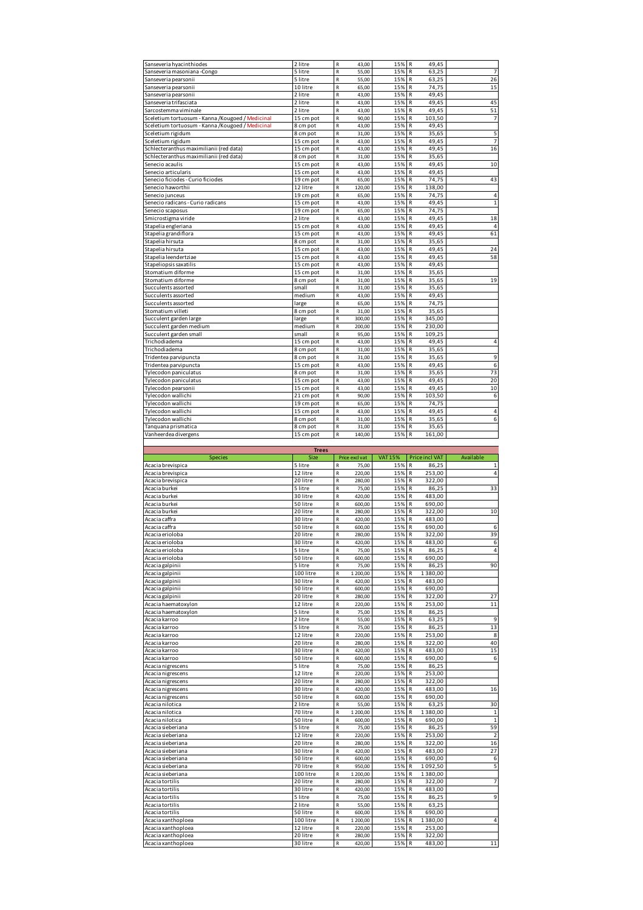| | | | | | |
|---|---|---|---|---|---|
| Sanseveria hyacinthiodes | 2 litre | R 43,00 | 15% | R 49,45 | |
| Sanseveria masoniana -Congo | 5 litre | R 55,00 | 15% | R 63,25 | 7 |
| Sanseveria pearsonii | 5 litre | R 55,00 | 15% | R 63,25 | 26 |
| Sanseveria pearsonii | 10 litre | R 65,00 | 15% | R 74,75 | 15 |
| Sanseveria pearsonii | 2 litre | R 43,00 | 15% | R 49,45 | |
| Sanseveria trifasciata | 2 litre | R 43,00 | 15% | R 49,45 | 45 |
| Sarcostemma viminale | 2 litre | R 43,00 | 15% | R 49,45 | 51 |
| Sceletium tortuosum - Kanna /Kougoed / Medicinal | 15 cm pot | R 90,00 | 15% | R 103,50 | 7 |
| Sceletium tortuosum - Kanna /Kougoed / Medicinal | 8 cm pot | R 43,00 | 15% | R 49,45 | |
| Sceletium rigidum | 8 cm pot | R 31,00 | 15% | R 35,65 | 5 |
| Sceletium rigidum | 15 cm pot | R 43,00 | 15% | R 49,45 | 7 |
| Schlecteranthus maximilianii (red data) | 15 cm pot | R 43,00 | 15% | R 49,45 | 16 |
| Schlecteranthus maximilianii (red data) | 8 cm pot | R 31,00 | 15% | R 35,65 | |
| Senecio acaulis | 15 cm pot | R 43,00 | 15% | R 49,45 | 10 |
| Senecio articularis | 15 cm pot | R 43,00 | 15% | R 49,45 | |
| Senecio ficiodes - Curio ficiodes | 19 cm pot | R 65,00 | 15% | R 74,75 | 43 |
| Senecio haworthii | 12 litre | R 120,00 | 15% | R 138,00 | |
| Senecio junceus | 19 cm pot | R 65,00 | 15% | R 74,75 | 4 |
| Senecio radicans - Curio radicans | 15 cm pot | R 43,00 | 15% | R 49,45 | 1 |
| Senecio scaposus | 19 cm pot | R 65,00 | 15% | R 74,75 | |
| Smicrostigma viride | 2 litre | R 43,00 | 15% | R 49,45 | 18 |
| Stapelia engleriana | 15 cm pot | R 43,00 | 15% | R 49,45 | 4 |
| Stapelia grandiflora | 15 cm pot | R 43,00 | 15% | R 49,45 | 61 |
| Stapelia hirsuta | 8 cm pot | R 31,00 | 15% | R 35,65 | |
| Stapelia hirsuta | 15 cm pot | R 43,00 | 15% | R 49,45 | 24 |
| Stapelia leendertziae | 15 cm pot | R 43,00 | 15% | R 49,45 | 58 |
| Stapeliopsis saxatilis | 15 cm pot | R 43,00 | 15% | R 49,45 | |
| Stomatium diforme | 15 cm pot | R 31,00 | 15% | R 35,65 | |
| Stomatium diforme | 8 cm pot | R 31,00 | 15% | R 35,65 | 19 |
| Succulents assorted | small | R 31,00 | 15% | R 35,65 | |
| Succulents assorted | medium | R 43,00 | 15% | R 49,45 | |
| Succulents assorted | large | R 65,00 | 15% | R 74,75 | |
| Stomatium villeti | 8 cm pot | R 31,00 | 15% | R 35,65 | |
| Succulent garden large | large | R 300,00 | 15% | R 345,00 | |
| Succulent garden medium | medium | R 200,00 | 15% | R 230,00 | |
| Succulent garden small | small | R 95,00 | 15% | R 109,25 | |
| Trichodiadema | 15 cm pot | R 43,00 | 15% | R 49,45 | 4 |
| Trichodiadema | 8 cm pot | R 31,00 | 15% | R 35,65 | |
| Tridentea parvipuncta | 8 cm pot | R 31,00 | 15% | R 35,65 | 9 |
| Tridentea parvipuncta | 15 cm pot | R 43,00 | 15% | R 49,45 | 6 |
| Tylecodon paniculatus | 8 cm pot | R 31,00 | 15% | R 35,65 | 73 |
| Tylecodon paniculatus | 15 cm pot | R 43,00 | 15% | R 49,45 | 20 |
| Tylecodon pearsonii | 15 cm pot | R 43,00 | 15% | R 49,45 | 10 |
| Tylecodon wallichi | 21 cm pot | R 90,00 | 15% | R 103,50 | 6 |
| Tylecodon wallichi | 19 cm pot | R 65,00 | 15% | R 74,75 | |
| Tylecodon wallichi | 15 cm pot | R 43,00 | 15% | R 49,45 | 4 |
| Tylecodon wallichi | 8 cm pot | R 31,00 | 15% | R 35,65 | 6 |
| Tanquana prismatica | 8 cm pot | R 31,00 | 15% | R 35,65 | |
| Vanheerdea divergens | 15 cm pot | R 140,00 | 15% | R 161,00 | |

**Trees**

| Species | Size | Price excl vat | VAT 15% | Price incl VAT | Available |
|---|---|---|---|---|---|
| Acacia brevispica | 5 litre | R 75,00 | 15% | R 86,25 | 1 |
| Acacia brevispica | 12 litre | R 220,00 | 15% | R 253,00 | 4 |
| Acacia brevispica | 20 litre | R 280,00 | 15% | R 322,00 | |
| Acacia burkei | 5 litre | R 75,00 | 15% | R 86,25 | 33 |
| Acacia burkei | 30 litre | R 420,00 | 15% | R 483,00 | |
| Acacia burkei | 50 litre | R 600,00 | 15% | R 690,00 | |
| Acacia burkei | 20 litre | R 280,00 | 15% | R 322,00 | 10 |
| Acacia caffra | 30 litre | R 420,00 | 15% | R 483,00 | |
| Acacia caffra | 50 litre | R 600,00 | 15% | R 690,00 | 6 |
| Acacia erioloba | 20 litre | R 280,00 | 15% | R 322,00 | 39 |
| Acacia erioloba | 30 litre | R 420,00 | 15% | R 483,00 | 6 |
| Acacia erioloba | 5 litre | R 75,00 | 15% | R 86,25 | 4 |
| Acacia erioloba | 50 litre | R 600,00 | 15% | R 690,00 | |
| Acacia galpinii | 5 litre | R 75,00 | 15% | R 86,25 | 90 |
| Acacia galpinii | 100 litre | R 1 200,00 | 15% | R 1 380,00 | |
| Acacia galpinii | 30 litre | R 420,00 | 15% | R 483,00 | |
| Acacia galpinii | 50 litre | R 600,00 | 15% | R 690,00 | |
| Acacia galpinii | 20 litre | R 280,00 | 15% | R 322,00 | 27 |
| Acacia haematoxylon | 12 litre | R 220,00 | 15% | R 253,00 | 11 |
| Acacia haematoxylon | 5 litre | R 75,00 | 15% | R 86,25 | |
| Acacia karroo | 2 litre | R 55,00 | 15% | R 63,25 | 9 |
| Acacia karroo | 5 litre | R 75,00 | 15% | R 86,25 | 13 |
| Acacia karroo | 12 litre | R 220,00 | 15% | R 253,00 | 8 |
| Acacia karroo | 20 litre | R 280,00 | 15% | R 322,00 | 40 |
| Acacia karroo | 30 litre | R 420,00 | 15% | R 483,00 | 15 |
| Acacia karroo | 50 litre | R 600,00 | 15% | R 690,00 | 6 |
| Acacia nigrescens | 5 litre | R 75,00 | 15% | R 86,25 | |
| Acacia nigrescens | 12 litre | R 220,00 | 15% | R 253,00 | |
| Acacia nigrescens | 20 litre | R 280,00 | 15% | R 322,00 | |
| Acacia nigrescens | 30 litre | R 420,00 | 15% | R 483,00 | 16 |
| Acacia nigrescens | 50 litre | R 600,00 | 15% | R 690,00 | |
| Acacia nilotica | 2 litre | R 55,00 | 15% | R 63,25 | 30 |
| Acacia nilotica | 70 litre | R 1 200,00 | 15% | R 1 380,00 | 1 |
| Acacia nilotica | 50 litre | R 600,00 | 15% | R 690,00 | 1 |
| Acacia sieberiana | 5 litre | R 75,00 | 15% | R 86,25 | 59 |
| Acacia sieberiana | 12 litre | R 220,00 | 15% | R 253,00 | 2 |
| Acacia sieberiana | 20 litre | R 280,00 | 15% | R 322,00 | 16 |
| Acacia sieberiana | 30 litre | R 420,00 | 15% | R 483,00 | 27 |
| Acacia sieberiana | 50 litre | R 600,00 | 15% | R 690,00 | 6 |
| Acacia sieberiana | 70 litre | R 950,00 | 15% | R 1 092,50 | 5 |
| Acacia sieberiana | 100 litre | R 1 200,00 | 15% | R 1 380,00 | |
| Acacia tortilis | 20 litre | R 280,00 | 15% | R 322,00 | 7 |
| Acacia tortilis | 30 litre | R 420,00 | 15% | R 483,00 | |
| Acacia tortilis | 5 litre | R 75,00 | 15% | R 86,25 | 9 |
| Acacia tortilis | 2 litre | R 55,00 | 15% | R 63,25 | |
| Acacia tortilis | 50 litre | R 600,00 | 15% | R 690,00 | |
| Acacia xanthophloea | 100 litre | R 1 200,00 | 15% | R 1 380,00 | 4 |
| Acacia xanthophloea | 12 litre | R 220,00 | 15% | R 253,00 | |
| Acacia xanthophloea | 20 litre | R 280,00 | 15% | R 322,00 | |
| Acacia xanthophloea | 30 litre | R 420,00 | 15% | R 483,00 | 11 |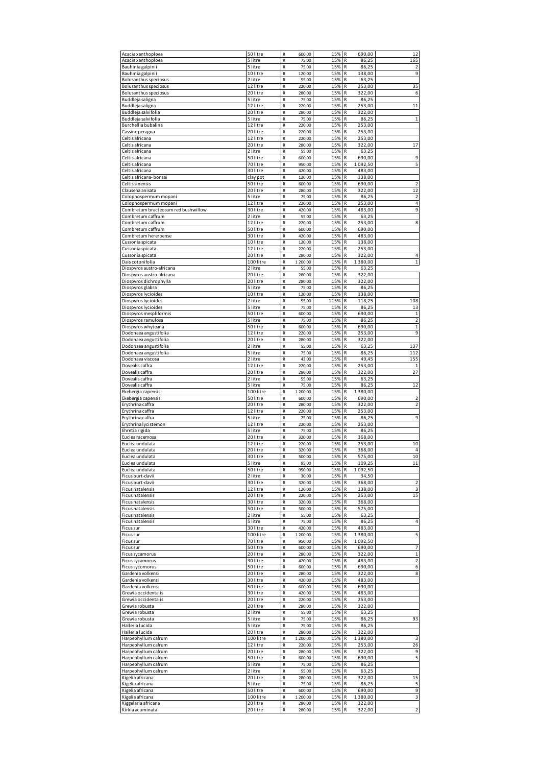| | | | | | | |
|---|---|---|---|---|---|---|
| Acacia xanthoploea | 50 litre | R | 600,00 | 15% | R 690,00 | 12 |
| Acacia xanthoploea | 5 litre | R | 75,00 | 15% | R 86,25 | 165 |
| Bauhinia galpinii | 5 litre | R | 75,00 | 15% | R 86,25 | 2 |
| Bauhinia galpinii | 10 litre | R | 120,00 | 15% | R 138,00 | 9 |
| Bolusanthus speciosus | 2 litre | R | 55,00 | 15% | R 63,25 | |
| Bolusanthus speciosus | 12 litre | R | 220,00 | 15% | R 253,00 | 35 |
| Bolusanthus speciosus | 20 litre | R | 280,00 | 15% | R 322,00 | 6 |
| Buddleja saligna | 5 litre | R | 75,00 | 15% | R 86,25 | |
| Buddleja saligna | 12 litre | R | 220,00 | 15% | R 253,00 | 11 |
| Buddleja salvifolia | 20 litre | R | 280,00 | 15% | R 322,00 | |
| Buddleja salvifolia | 5 litre | R | 75,00 | 15% | R 86,25 | 1 |
| Burchellia bubalina | 12 litre | R | 220,00 | 15% | R 253,00 | |
| Cassine peragua | 20 litre | R | 220,00 | 15% | R 253,00 | |
| Celtis africana | 12 litre | R | 220,00 | 15% | R 253,00 | |
| Celtis africana | 20 litre | R | 280,00 | 15% | R 322,00 | 17 |
| Celtis africana | 2 litre | R | 55,00 | 15% | R 63,25 | |
| Celtis africana | 50 litre | R | 600,00 | 15% | R 690,00 | 9 |
| Celtis africana | 70 litre | R | 950,00 | 15% | R 1 092,50 | 5 |
| Celtis africana | 30 litre | R | 420,00 | 15% | R 483,00 | |
| Celtis africana- bonsai | clay pot | R | 120,00 | 15% | R 138,00 | |
| Celtis sinensis | 50 litre | R | 600,00 | 15% | R 690,00 | 2 |
| Clausena anisata | 20 litre | R | 280,00 | 15% | R 322,00 | 12 |
| Colophospermum mopani | 5 litre | R | 75,00 | 15% | R 86,25 | 2 |
| Colophospermum mopani | 12 litre | R | 220,00 | 15% | R 253,00 | 4 |
| Combretum bracteosum red bushwillow | 30 litre | R | 420,00 | 15% | R 483,00 | 9 |
| Combretum caffrum | 2 litre | R | 55,00 | 15% | R 63,25 | |
| Combretum caffrum | 12 litre | R | 220,00 | 15% | R 253,00 | 8 |
| Combretum caffrum | 50 litre | R | 600,00 | 15% | R 690,00 | |
| Combretum hereroense | 30 litre | R | 420,00 | 15% | R 483,00 | |
| Cussonia spicata | 10 litre | R | 120,00 | 15% | R 138,00 | |
| Cussonia spicata | 12 litre | R | 220,00 | 15% | R 253,00 | |
| Cussonia spicata | 20 litre | R | 280,00 | 15% | R 322,00 | 4 |
| Dais cotonifolia | 100 litre | R | 1 200,00 | 15% | R 1 380,00 | 1 |
| Diospyros austro-africana | 2 litre | R | 55,00 | 15% | R 63,25 | |
| Diospyros austro-africana | 20 litre | R | 280,00 | 15% | R 322,00 | |
| Diospyros dichrophylla | 20 litre | R | 280,00 | 15% | R 322,00 | |
| Diospyros glabra | 5 litre | R | 75,00 | 15% | R 86,25 | |
| Diospyros lycioides | 10 litre | R | 120,00 | 15% | R 138,00 | |
| Diospyros lycioides | 2 litre | R | 55,00 | 115% | R 118,25 | 108 |
| Diospyros lycioides | 5 litre | R | 75,00 | 15% | R 86,25 | 13 |
| Diospyros mespliformis | 50 litre | R | 600,00 | 15% | R 690,00 | 1 |
| Diospyros ramulosa | 5 litre | R | 75,00 | 15% | R 86,25 | 2 |
| Diospyros whyteana | 50 litre | R | 600,00 | 15% | R 690,00 | 1 |
| Dodonaea angustifolia | 12 litre | R | 220,00 | 15% | R 253,00 | 9 |
| Dodonaea angustifolia | 20 litre | R | 280,00 | 15% | R 322,00 | |
| Dodonaea angustifolia | 2 litre | R | 55,00 | 15% | R 63,25 | 137 |
| Dodonaea angustifolia | 5 litre | R | 75,00 | 15% | R 86,25 | 112 |
| Dodonaea viscosa | 2 litre | R | 43,00 | 15% | R 49,45 | 155 |
| Dovealis caffra | 12 litre | R | 220,00 | 15% | R 253,00 | 1 |
| Dovealis caffra | 20 litre | R | 280,00 | 15% | R 322,00 | 27 |
| Dovealis caffra | 2 litre | R | 55,00 | 15% | R 63,25 | |
| Dovealis caffra | 5 litre | R | 75,00 | 15% | R 86,25 | 12 |
| Ekebergia capensis | 100 litre | R | 1 200,00 | 15% | R 1 380,00 | |
| Ekebergia capensis | 50 litre | R | 600,00 | 15% | R 690,00 | 2 |
| Erythrina caffra | 20 litre | R | 280,00 | 15% | R 322,00 | 2 |
| Erythrina caffra | 12 litre | R | 220,00 | 15% | R 253,00 | |
| Erythrina caffra | 5 litre | R | 75,00 | 15% | R 86,25 | 9 |
| Erythrina lycistemon | 12 litre | R | 220,00 | 15% | R 253,00 | |
| Ehretia rigida | 5 litre | R | 75,00 | 15% | R 86,25 | |
| Euclea racemosa | 20 litre | R | 320,00 | 15% | R 368,00 | |
| Euclea undulata | 12 litre | R | 220,00 | 15% | R 253,00 | 10 |
| Euclea undulata | 20 litre | R | 320,00 | 15% | R 368,00 | 4 |
| Euclea undulata | 30 litre | R | 500,00 | 15% | R 575,00 | 10 |
| Euclea undulata | 5 litre | R | 95,00 | 15% | R 109,25 | 11 |
| Euclea undulata | 50 litre | R | 950,00 | 15% | R 1 092,50 | |
| Ficus burt-davii | 2 litre | R | 30,00 | 15% | R 34,50 | |
| Ficus burt-davii | 30 litre | R | 320,00 | 15% | R 368,00 | 2 |
| Ficus natalensis | 12 litre | R | 120,00 | 15% | R 138,00 | 3 |
| Ficus natalensis | 20 litre | R | 220,00 | 15% | R 253,00 | 15 |
| Ficus natalensis | 30 litre | R | 320,00 | 15% | R 368,00 | |
| Ficus natalensis | 50 litre | R | 500,00 | 15% | R 575,00 | |
| Ficus natalensis | 2 litre | R | 55,00 | 15% | R 63,25 | |
| Ficus natalensis | 5 litre | R | 75,00 | 15% | R 86,25 | 4 |
| Ficus sur | 30 litre | R | 420,00 | 15% | R 483,00 | |
| Ficus sur | 100 litre | R | 1 200,00 | 15% | R 1 380,00 | 5 |
| Ficus sur | 70 litre | R | 950,00 | 15% | R 1 092,50 | |
| Ficus sur | 50 litre | R | 600,00 | 15% | R 690,00 | 7 |
| Ficus sycamorus | 20 litre | R | 280,00 | 15% | R 322,00 | 1 |
| Ficus sycamorus | 30 litre | R | 420,00 | 15% | R 483,00 | 2 |
| Ficus sycomorus | 50 litre | R | 600,00 | 15% | R 690,00 | 6 |
| Gardenia volkensi | 20 litre | R | 280,00 | 15% | R 322,00 | 8 |
| Gardenia volkensi | 30 litre | R | 420,00 | 15% | R 483,00 | |
| Gardenia volkensi | 50 litre | R | 600,00 | 15% | R 690,00 | |
| Grewia occidentalis | 30 litre | R | 420,00 | 15% | R 483,00 | |
| Grewia occidentalis | 20 litre | R | 220,00 | 15% | R 253,00 | |
| Grewia robusta | 20 litre | R | 280,00 | 15% | R 322,00 | |
| Grewia robusta | 2 litre | R | 55,00 | 15% | R 63,25 | |
| Grewia robusta | 5 litre | R | 75,00 | 15% | R 86,25 | 93 |
| Halleria lucida | 5 litre | R | 75,00 | 15% | R 86,25 | |
| Halleria lucida | 20 litre | R | 280,00 | 15% | R 322,00 | |
| Harpephyllum cafrum | 100 litre | R | 1 200,00 | 15% | R 1 380,00 | 3 |
| Harpephyllum cafrum | 12 litre | R | 220,00 | 15% | R 253,00 | 26 |
| Harpephyllum cafrum | 20 litre | R | 280,00 | 15% | R 322,00 | 9 |
| Harpephyllum cafrum | 50 litre | R | 600,00 | 15% | R 690,00 | 5 |
| Harpephyllum cafrum | 5 litre | R | 75,00 | 15% | R 86,25 | |
| Harpephyllum cafrum | 2 litre | R | 55,00 | 15% | R 63,25 | |
| Kigelia africana | 20 litre | R | 280,00 | 15% | R 322,00 | 15 |
| Kigelia africana | 5 litre | R | 75,00 | 15% | R 86,25 | 5 |
| Kigelia africana | 50 litre | R | 600,00 | 15% | R 690,00 | 9 |
| Kigelia africana | 100 litre | R | 1 200,00 | 15% | R 1 380,00 | 3 |
| Kiggelaria africana | 20 litre | R | 280,00 | 15% | R 322,00 | |
| Kirkia acuminata | 20 litre | R | 280,00 | 15% | R 322,00 | 2 |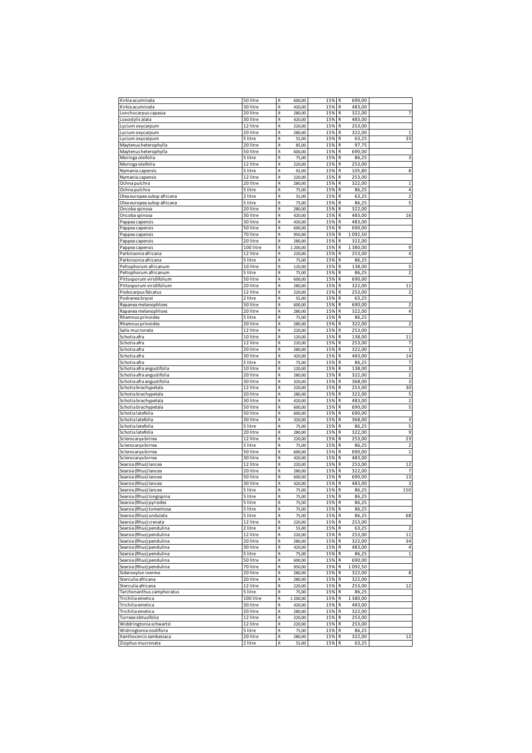| | | | | | | | |
|---|---|---|---|---|---|---|---|
| Kirkia acuminata | 50 litre | R | 600,00 | 15% | R | 690,00 | |
| Kirkia acuminata | 30 litre | R | 420,00 | 15% | R | 483,00 | |
| Lonchocarpus capassa | 20 litre | R | 280,00 | 15% | R | 322,00 | 7 |
| Loxostylis alata | 30 litre | R | 420,00 | 15% | R | 483,00 | |
| Lycium oxycarpum | 12 litre | R | 220,00 | 15% | R | 253,00 | |
| Lycium oxycarpum | 20 litre | R | 280,00 | 15% | R | 322,00 | 1 |
| Lycium oxycarpum | 5 litre | R | 55,00 | 15% | R | 63,25 | 33 |
| Maytenus heterophylla | 20 litre | R | 85,00 | 15% | R | 97,75 | |
| Maytenus heterophylla | 50 litre | R | 600,00 | 15% | R | 690,00 | |
| Moringa oleifolia | 5 litre | R | 75,00 | 15% | R | 86,25 | 3 |
| Moringa oleifolia | 12 litre | R | 220,00 | 15% | R | 253,00 | |
| Nymania capensis | 5 litre | R | 92,00 | 15% | R | 105,80 | 8 |
| Nymania capensis | 12 litre | R | 220,00 | 15% | R | 253,00 | |
| Ochna pulchra | 20 litre | R | 280,00 | 15% | R | 322,00 | 1 |
| Ochna pulchra | 5 litre | R | 75,00 | 15% | R | 86,25 | 4 |
| Olea europea subsp africana | 2 litre | R | 55,00 | 15% | R | 63,25 | 2 |
| Olea europea subsp africana | 5 litre | R | 75,00 | 15% | R | 86,25 | 5 |
| Oncoba spinosa | 20 litre | R | 280,00 | 15% | R | 322,00 | |
| Oncoba spinosa | 30 litre | R | 420,00 | 15% | R | 483,00 | 16 |
| Pappea capensis | 30 litre | R | 420,00 | 15% | R | 483,00 | |
| Pappea capensis | 50 litre | R | 600,00 | 15% | R | 690,00 | |
| Pappea capensis | 70 litre | R | 950,00 | 15% | R | 1 092,50 | |
| Pappea capensis | 20 litre | R | 280,00 | 15% | R | 322,00 | |
| Pappea capensis | 100 litre | R | 1 200,00 | 15% | R | 1 380,00 | 9 |
| Parkinsonia africana | 12 litre | R | 220,00 | 15% | R | 253,00 | 4 |
| Parkinsonia africana | 5 litre | R | 75,00 | 15% | R | 86,25 | |
| Peltophorum africanum | 10 litre | R | 120,00 | 15% | R | 138,00 | 5 |
| Peltophorum africanum | 5 litre | R | 75,00 | 15% | R | 86,25 | 2 |
| Pittosporum viridifolium | 50 litre | R | 600,00 | 15% | R | 690,00 | |
| Pittosporum viridifolium | 20 litre | R | 280,00 | 15% | R | 322,00 | 11 |
| Podocarpus falcatus | 12 litre | R | 220,00 | 15% | R | 253,00 | 2 |
| Podranea brycei | 2 litre | R | 55,00 | 15% | R | 63,25 | |
| Rapanea melanophloes | 50 litre | R | 600,00 | 15% | R | 690,00 | 2 |
| Rapanea melanophloes | 20 litre | R | 280,00 | 15% | R | 322,00 | 4 |
| Rhamnus prinoides | 5 litre | R | 75,00 | 15% | R | 86,25 | |
| Rhamnus prinoides | 20 litre | R | 280,00 | 15% | R | 322,00 | 2 |
| Salix mucronata | 12 litre | R | 220,00 | 15% | R | 253,00 | |
| Schotia afra | 10 litre | R | 120,00 | 15% | R | 138,00 | 11 |
| Schotia afra | 12 litre | R | 220,00 | 15% | R | 253,00 | 7 |
| Schotia afra | 20 litre | R | 280,00 | 15% | R | 322,00 | 1 |
| Schotia afra | 30 litre | R | 420,00 | 15% | R | 483,00 | 14 |
| Schotia afra | 5 litre | R | 75,00 | 15% | R | 86,25 | 7 |
| Schotia afra angustifolia | 10 litre | R | 120,00 | 15% | R | 138,00 | 3 |
| Schotia afra angustifolia | 20 litre | R | 280,00 | 15% | R | 322,00 | 2 |
| Schotia afra angustifolia | 30 litre | R | 320,00 | 15% | R | 368,00 | 3 |
| Schotia brachypetala | 12 litre | R | 220,00 | 15% | R | 253,00 | 30 |
| Schotia brachypetala | 20 litre | R | 280,00 | 15% | R | 322,00 | 5 |
| Schotia brachypetala | 30 litre | R | 420,00 | 15% | R | 483,00 | 2 |
| Schotia brachypetala | 50 litre | R | 600,00 | 15% | R | 690,00 | 5 |
| Schotia latefolia | 50 litre | R | 600,00 | 15% | R | 690,00 | |
| Schotia latefolia | 30 litre | R | 320,00 | 15% | R | 368,00 | 3 |
| Schotia latefolia | 5 litre | R | 75,00 | 15% | R | 86,25 | 5 |
| Schotia latefolia | 20 litre | R | 280,00 | 15% | R | 322,00 | 9 |
| Sclerocarya birrea | 12 litre | R | 220,00 | 15% | R | 253,00 | 23 |
| Sclerocarya birrea | 5 litre | R | 75,00 | 15% | R | 86,25 | 2 |
| Sclerocarya birrea | 50 litre | R | 600,00 | 15% | R | 690,00 | 1 |
| Sclerocarya birrea | 30 litre | R | 420,00 | 15% | R | 483,00 | |
| Searsia (Rhus) lancea | 12 litre | R | 220,00 | 15% | R | 253,00 | 12 |
| Searsia (Rhus) lancea | 20 litre | R | 280,00 | 15% | R | 322,00 | 7 |
| Searsia (Rhus) lancea | 50 litre | R | 600,00 | 15% | R | 690,00 | 13 |
| Searsia (Rhus) lancea | 30 litre | R | 420,00 | 15% | R | 483,00 | 3 |
| Searsia (Rhus) lancea | 5 litre | R | 75,00 | 15% | R | 86,25 | 150 |
| Searsia (Rhus) longispina | 5 litre | R | 75,00 | 15% | R | 86,25 | |
| Searsia (Rhus) pyriodes | 5 litre | R | 75,00 | 15% | R | 86,25 | |
| Searsia (Rhus) tomentosa | 5 litre | R | 75,00 | 15% | R | 86,25 | |
| Searsia (Rhus) undulata | 5 litre | R | 75,00 | 15% | R | 86,25 | 68 |
| Searsia (Rhus) crenata | 12 litre | R | 220,00 | 15% | R | 253,00 | |
| Searsia (Rhus) pendulina | 2 litre | R | 55,00 | 15% | R | 63,25 | 2 |
| Searsia (Rhus) pendulina | 12 litre | R | 220,00 | 15% | R | 253,00 | 11 |
| Searsia (Rhus) pendulina | 20 litre | R | 280,00 | 15% | R | 322,00 | 34 |
| Searsia (Rhus) pendulina | 30 litre | R | 420,00 | 15% | R | 483,00 | 4 |
| Searsia (Rhus) pendulina | 5 litre | R | 75,00 | 15% | R | 86,25 | 1 |
| Searsia (Rhus) pendulina | 50 litre | R | 600,00 | 15% | R | 690,00 | |
| Searsia (Rhus) pendulina | 70 litre | R | 950,00 | 15% | R | 1 092,50 | |
| Sideroxylon inerme | 20 litre | R | 280,00 | 15% | R | 322,00 | 8 |
| Sterculia africana | 20 litre | R | 280,00 | 15% | R | 322,00 | |
| Sterculia africana | 12 litre | R | 220,00 | 15% | R | 253,00 | 12 |
| Tarchonanthus camphoratus | 5 litre | R | 75,00 | 15% | R | 86,25 | |
| Trichilia emetica | 100 litre | R | 1 200,00 | 15% | R | 1 380,00 | |
| Trichilia emetica | 30 litre | R | 420,00 | 15% | R | 483,00 | |
| Trichilia emetica | 20 litre | R | 280,00 | 15% | R | 322,00 | |
| Turraea obtusifolia | 12 litre | R | 220,00 | 15% | R | 253,00 | |
| Widdringtonia schwartzi | 12 litre | R | 220,00 | 15% | R | 253,00 | |
| Widringtonia nodiflora | 5 litre | R | 75,00 | 15% | R | 86,25 | |
| Xanthocercis zambesiaca | 20 litre | R | 280,00 | 15% | R | 322,00 | 12 |
| Ziziphus mucronata | 2 litre | R | 55,00 | 15% | R | 63,25 | |